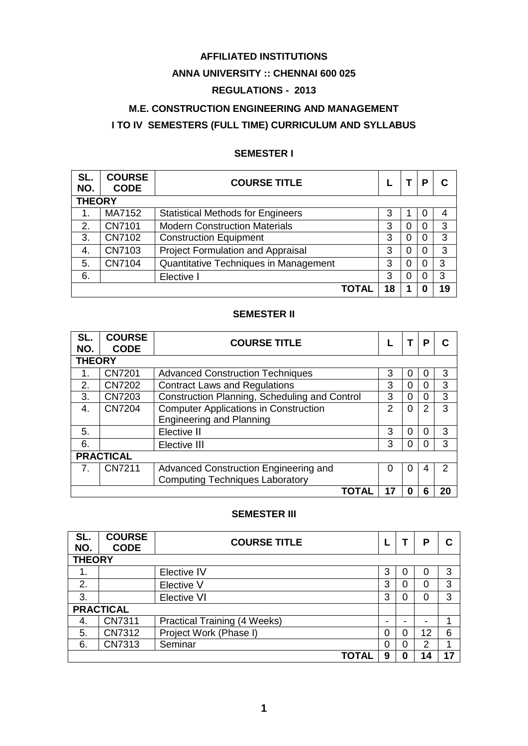**AFFILIATED INSTITUTIONS**

**ANNA UNIVERSITY :: CHENNAI 600 025**

**REGULATIONS - 2013**

**M.E. CONSTRUCTION ENGINEERING AND MANAGEMENT**

**I TO IV SEMESTERS (FULL TIME) CURRICULUM AND SYLLABUS**

## SEMESTER I

| SL. NO. | COURSE CODE | COURSE TITLE | L | T | P | C |
|---|---|---|---|---|---|---|
| **THEORY** | | | | | | |
| 1. | MA7152 | Statistical Methods for Engineers | 3 | 1 | 0 | 4 |
| 2. | CN7101 | Modern Construction Materials | 3 | 0 | 0 | 3 |
| 3. | CN7102 | Construction Equipment | 3 | 0 | 0 | 3 |
| 4. | CN7103 | Project Formulation and Appraisal | 3 | 0 | 0 | 3 |
| 5. | CN7104 | Quantitative Techniques in Management | 3 | 0 | 0 | 3 |
| 6. | | Elective I | 3 | 0 | 0 | 3 |
| | | **TOTAL** | **18** | **1** | **0** | **19** |

## SEMESTER II

| SL. NO. | COURSE CODE | COURSE TITLE | L | T | P | C |
|---|---|---|---|---|---|---|
| **THEORY** | | | | | | |
| 1. | CN7201 | Advanced Construction Techniques | 3 | 0 | 0 | 3 |
| 2. | CN7202 | Contract Laws and Regulations | 3 | 0 | 0 | 3 |
| 3. | CN7203 | Construction Planning, Scheduling and Control | 3 | 0 | 0 | 3 |
| 4. | CN7204 | Computer Applications in Construction Engineering and Planning | 2 | 0 | 2 | 3 |
| 5. | | Elective II | 3 | 0 | 0 | 3 |
| 6. | | Elective III | 3 | 0 | 0 | 3 |
| **PRACTICAL** | | | | | | |
| 7. | CN7211 | Advanced Construction Engineering and Computing Techniques Laboratory | 0 | 0 | 4 | 2 |
| | | **TOTAL** | **17** | **0** | **6** | **20** |

## SEMESTER III

| SL. NO. | COURSE CODE | COURSE TITLE | L | T | P | C |
|---|---|---|---|---|---|---|
| **THEORY** | | | | | | |
| 1. | | Elective IV | 3 | 0 | 0 | 3 |
| 2. | | Elective V | 3 | 0 | 0 | 3 |
| 3. | | Elective VI | 3 | 0 | 0 | 3 |
| **PRACTICAL** | | | | | | |
| 4. | CN7311 | Practical Training (4 Weeks) | - | - | - | 1 |
| 5. | CN7312 | Project Work (Phase I) | 0 | 0 | 12 | 6 |
| 6. | CN7313 | Seminar | 0 | 0 | 2 | 1 |
| | | **TOTAL** | **9** | **0** | **14** | **17** |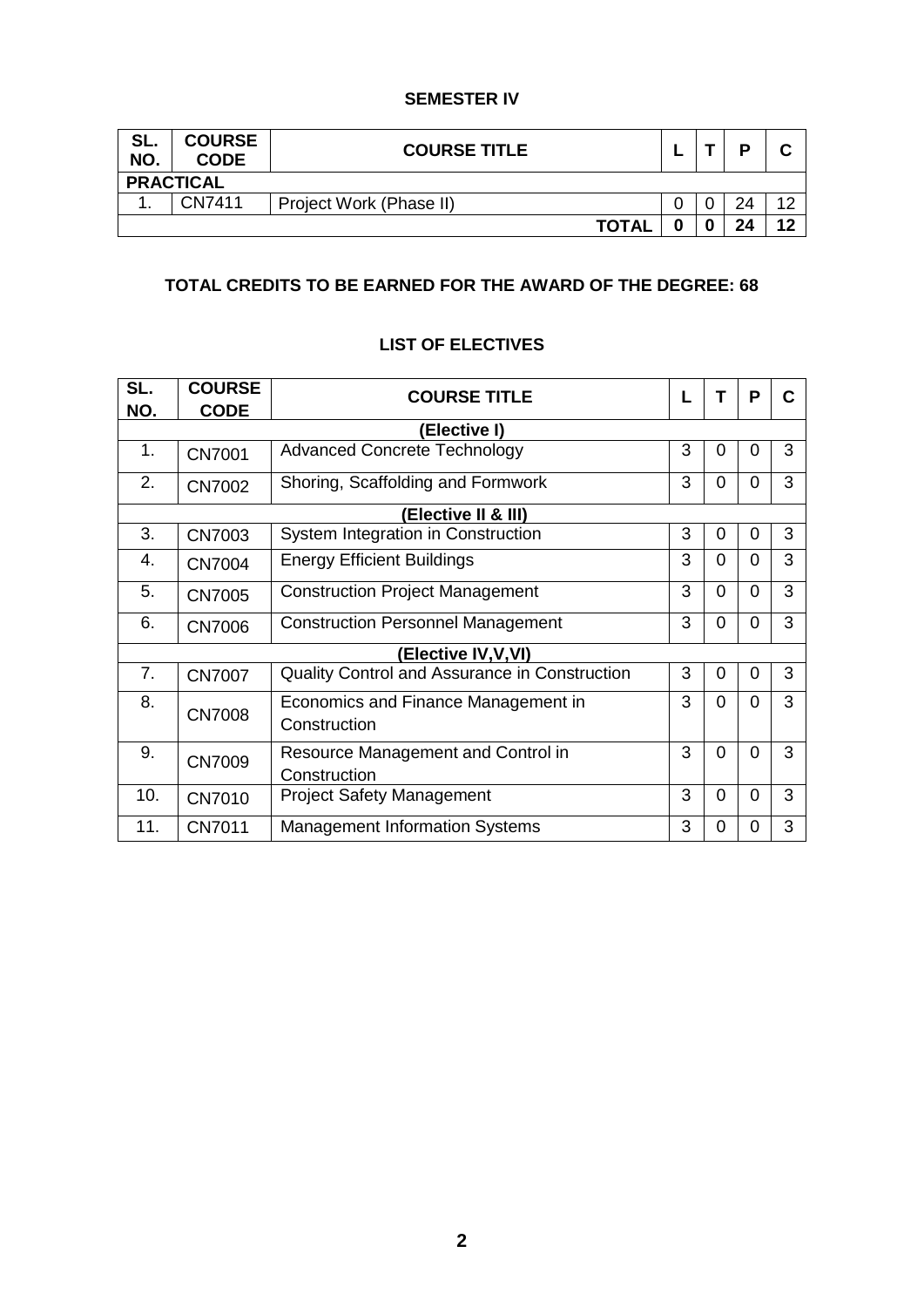## SEMESTER IV

| SL. NO. | COURSE CODE | COURSE TITLE | L | T | P | C |
|---|---|---|---|---|---|---|
| **PRACTICAL** | | | | | | |
| 1. | CN7411 | Project Work (Phase II) | 0 | 0 | 24 | 12 |
| | | **TOTAL** | **0** | **0** | **24** | **12** |

**TOTAL CREDITS TO BE EARNED FOR THE AWARD OF THE DEGREE: 68**

## LIST OF ELECTIVES

| SL. NO. | COURSE CODE | COURSE TITLE | L | T | P | C |
|---|---|---|---|---|---|---|
| | | **(Elective I)** | | | | |
| 1. | CN7001 | Advanced Concrete Technology | 3 | 0 | 0 | 3 |
| 2. | CN7002 | Shoring, Scaffolding and Formwork | 3 | 0 | 0 | 3 |
| | | **(Elective II & III)** | | | | |
| 3. | CN7003 | System Integration in Construction | 3 | 0 | 0 | 3 |
| 4. | CN7004 | Energy Efficient Buildings | 3 | 0 | 0 | 3 |
| 5. | CN7005 | Construction Project Management | 3 | 0 | 0 | 3 |
| 6. | CN7006 | Construction Personnel Management | 3 | 0 | 0 | 3 |
| | | **(Elective IV,V,VI)** | | | | |
| 7. | CN7007 | Quality Control and Assurance in Construction | 3 | 0 | 0 | 3 |
| 8. | CN7008 | Economics and Finance Management in Construction | 3 | 0 | 0 | 3 |
| 9. | CN7009 | Resource Management and Control in Construction | 3 | 0 | 0 | 3 |
| 10. | CN7010 | Project Safety Management | 3 | 0 | 0 | 3 |
| 11. | CN7011 | Management Information Systems | 3 | 0 | 0 | 3 |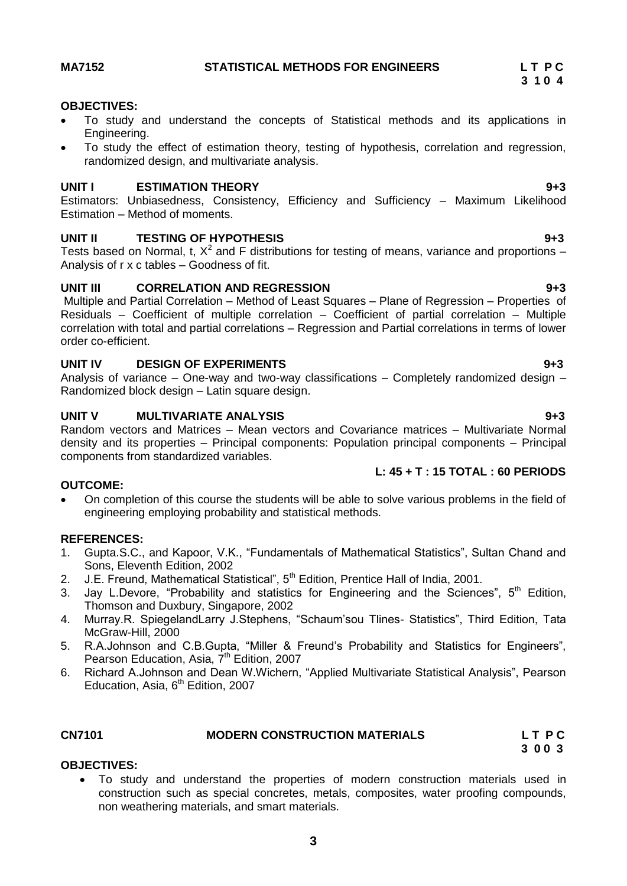## MA7152 STATISTICAL METHODS FOR ENGINEERS

**L T P C**
**3 1 0 4**

**OBJECTIVES:**

- To study and understand the concepts of Statistical methods and its applications in Engineering.
- To study the effect of estimation theory, testing of hypothesis, correlation and regression, randomized design, and multivariate analysis.

**UNIT I ESTIMATION THEORY 9+3**

Estimators: Unbiasedness, Consistency, Efficiency and Sufficiency – Maximum Likelihood Estimation – Method of moments.

**UNIT II TESTING OF HYPOTHESIS 9+3**

Tests based on Normal, t, $X^2$ and F distributions for testing of means, variance and proportions – Analysis of r x c tables – Goodness of fit.

**UNIT III CORRELATION AND REGRESSION 9+3**

Multiple and Partial Correlation – Method of Least Squares – Plane of Regression – Properties of Residuals – Coefficient of multiple correlation – Coefficient of partial correlation – Multiple correlation with total and partial correlations – Regression and Partial correlations in terms of lower order co-efficient.

**UNIT IV DESIGN OF EXPERIMENTS 9+3**

Analysis of variance – One-way and two-way classifications – Completely randomized design – Randomized block design – Latin square design.

**UNIT V MULTIVARIATE ANALYSIS 9+3**

Random vectors and Matrices – Mean vectors and Covariance matrices – Multivariate Normal density and its properties – Principal components: Population principal components – Principal components from standardized variables.

**L: 45 + T : 15 TOTAL : 60 PERIODS**

**OUTCOME:**

- On completion of this course the students will be able to solve various problems in the field of engineering employing probability and statistical methods.

**REFERENCES:**

1. Gupta.S.C., and Kapoor, V.K., "Fundamentals of Mathematical Statistics", Sultan Chand and Sons, Eleventh Edition, 2002
2. J.E. Freund, Mathematical Statistical", 5th Edition, Prentice Hall of India, 2001.
3. Jay L.Devore, "Probability and statistics for Engineering and the Sciences", 5th Edition, Thomson and Duxbury, Singapore, 2002
4. Murray.R. SpiegelandLarry J.Stephens, "Schaum'sou Tlines- Statistics", Third Edition, Tata McGraw-Hill, 2000
5. R.A.Johnson and C.B.Gupta, "Miller & Freund's Probability and Statistics for Engineers", Pearson Education, Asia, 7th Edition, 2007
6. Richard A.Johnson and Dean W.Wichern, "Applied Multivariate Statistical Analysis", Pearson Education, Asia, 6th Edition, 2007

## CN7101 MODERN CONSTRUCTION MATERIALS

**L T P C**
**3 0 0 3**

**OBJECTIVES:**

- To study and understand the properties of modern construction materials used in construction such as special concretes, metals, composites, water proofing compounds, non weathering materials, and smart materials.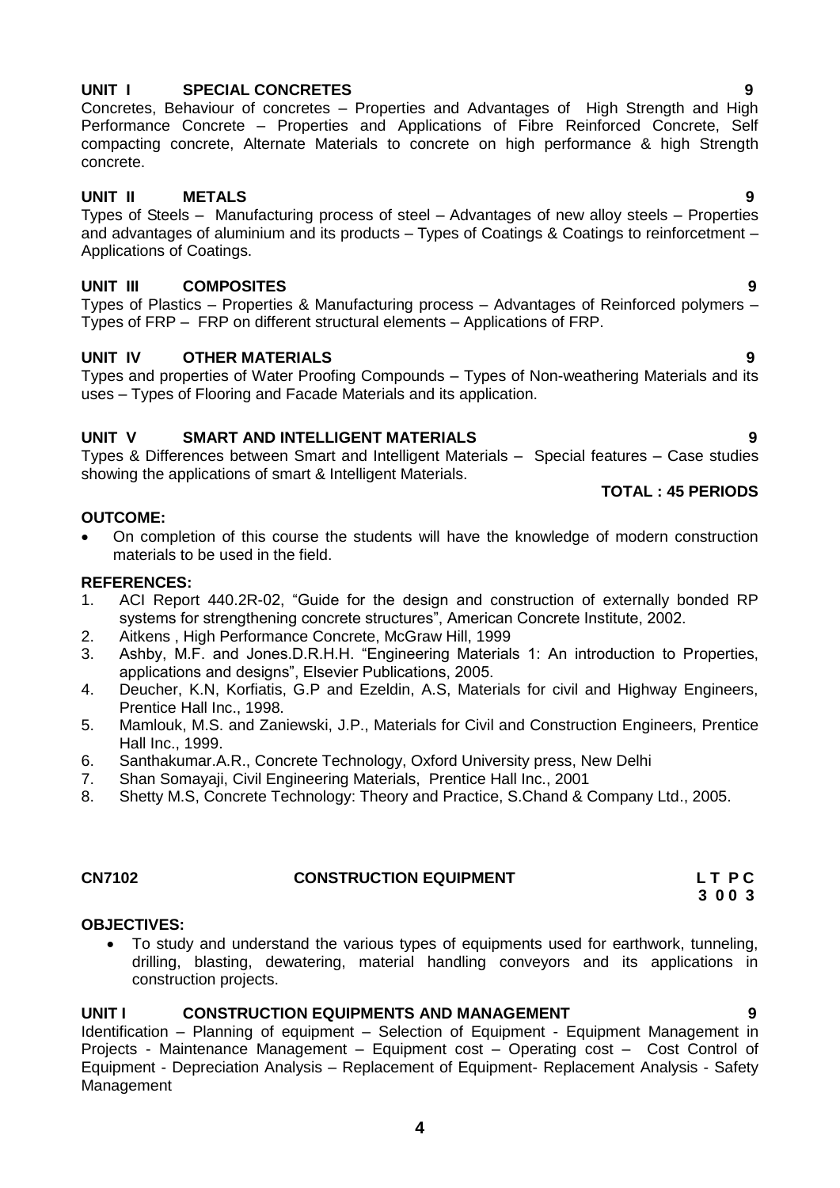**UNIT I SPECIAL CONCRETES 9**

Concretes, Behaviour of concretes – Properties and Advantages of High Strength and High Performance Concrete – Properties and Applications of Fibre Reinforced Concrete, Self compacting concrete, Alternate Materials to concrete on high performance & high Strength concrete.

**UNIT II METALS 9**

Types of Steels – Manufacturing process of steel – Advantages of new alloy steels – Properties and advantages of aluminium and its products – Types of Coatings & Coatings to reinforcetment – Applications of Coatings.

**UNIT III COMPOSITES 9**

Types of Plastics – Properties & Manufacturing process – Advantages of Reinforced polymers – Types of FRP – FRP on different structural elements – Applications of FRP.

**UNIT IV OTHER MATERIALS 9**

Types and properties of Water Proofing Compounds – Types of Non-weathering Materials and its uses – Types of Flooring and Facade Materials and its application.

**UNIT V SMART AND INTELLIGENT MATERIALS 9**

Types & Differences between Smart and Intelligent Materials – Special features – Case studies showing the applications of smart & Intelligent Materials.

**TOTAL : 45 PERIODS**

**OUTCOME:**

- On completion of this course the students will have the knowledge of modern construction materials to be used in the field.

**REFERENCES:**

1. ACI Report 440.2R-02, "Guide for the design and construction of externally bonded RP systems for strengthening concrete structures", American Concrete Institute, 2002.
2. Aitkens , High Performance Concrete, McGraw Hill, 1999
3. Ashby, M.F. and Jones.D.R.H.H. "Engineering Materials 1: An introduction to Properties, applications and designs", Elsevier Publications, 2005.
4. Deucher, K.N, Korfiatis, G.P and Ezeldin, A.S, Materials for civil and Highway Engineers, Prentice Hall Inc., 1998.
5. Mamlouk, M.S. and Zaniewski, J.P., Materials for Civil and Construction Engineers, Prentice Hall Inc., 1999.
6. Santhakumar.A.R., Concrete Technology, Oxford University press, New Delhi
7. Shan Somayaji, Civil Engineering Materials, Prentice Hall Inc., 2001
8. Shetty M.S, Concrete Technology: Theory and Practice, S.Chand & Company Ltd., 2005.

## CN7102 CONSTRUCTION EQUIPMENT

**L T P C**
**3 0 0 3**

**OBJECTIVES:**

- To study and understand the various types of equipments used for earthwork, tunneling, drilling, blasting, dewatering, material handling conveyors and its applications in construction projects.

**UNIT I CONSTRUCTION EQUIPMENTS AND MANAGEMENT 9**

Identification – Planning of equipment – Selection of Equipment - Equipment Management in Projects - Maintenance Management – Equipment cost – Operating cost – Cost Control of Equipment - Depreciation Analysis – Replacement of Equipment- Replacement Analysis - Safety Management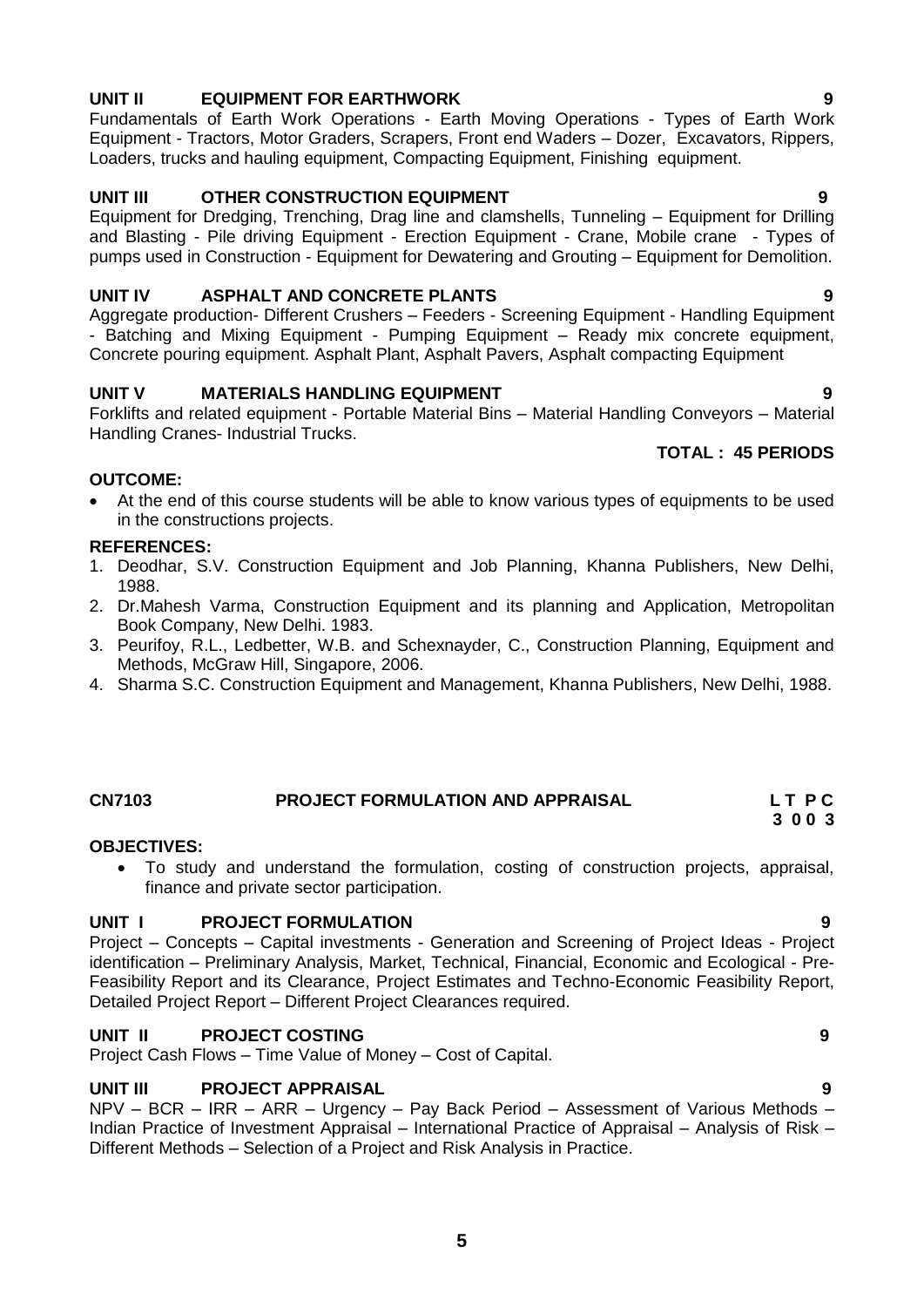**UNIT II EQUIPMENT FOR EARTHWORK 9**

Fundamentals of Earth Work Operations - Earth Moving Operations - Types of Earth Work Equipment - Tractors, Motor Graders, Scrapers, Front end Waders – Dozer, Excavators, Rippers, Loaders, trucks and hauling equipment, Compacting Equipment, Finishing equipment.

**UNIT III OTHER CONSTRUCTION EQUIPMENT 9**

Equipment for Dredging, Trenching, Drag line and clamshells, Tunneling – Equipment for Drilling and Blasting - Pile driving Equipment - Erection Equipment - Crane, Mobile crane - Types of pumps used in Construction - Equipment for Dewatering and Grouting – Equipment for Demolition.

**UNIT IV ASPHALT AND CONCRETE PLANTS 9**

Aggregate production- Different Crushers – Feeders - Screening Equipment - Handling Equipment - Batching and Mixing Equipment - Pumping Equipment – Ready mix concrete equipment, Concrete pouring equipment. Asphalt Plant, Asphalt Pavers, Asphalt compacting Equipment

**UNIT V MATERIALS HANDLING EQUIPMENT 9**

Forklifts and related equipment - Portable Material Bins – Material Handling Conveyors – Material Handling Cranes- Industrial Trucks.

**TOTAL : 45 PERIODS**

**OUTCOME:**

- At the end of this course students will be able to know various types of equipments to be used in the constructions projects.

**REFERENCES:**

1. Deodhar, S.V. Construction Equipment and Job Planning, Khanna Publishers, New Delhi, 1988.
2. Dr.Mahesh Varma, Construction Equipment and its planning and Application, Metropolitan Book Company, New Delhi. 1983.
3. Peurifoy, R.L., Ledbetter, W.B. and Schexnayder, C., Construction Planning, Equipment and Methods, McGraw Hill, Singapore, 2006.
4. Sharma S.C. Construction Equipment and Management, Khanna Publishers, New Delhi, 1988.

**CN7103 PROJECT FORMULATION AND APPRAISAL L T P C**
**3 0 0 3**

**OBJECTIVES:**

- To study and understand the formulation, costing of construction projects, appraisal, finance and private sector participation.

**UNIT I PROJECT FORMULATION 9**

Project – Concepts – Capital investments - Generation and Screening of Project Ideas - Project identification – Preliminary Analysis, Market, Technical, Financial, Economic and Ecological - Pre-Feasibility Report and its Clearance, Project Estimates and Techno-Economic Feasibility Report, Detailed Project Report – Different Project Clearances required.

**UNIT II PROJECT COSTING 9**

Project Cash Flows – Time Value of Money – Cost of Capital.

**UNIT III PROJECT APPRAISAL 9**

NPV – BCR – IRR – ARR – Urgency – Pay Back Period – Assessment of Various Methods – Indian Practice of Investment Appraisal – International Practice of Appraisal – Analysis of Risk – Different Methods – Selection of a Project and Risk Analysis in Practice.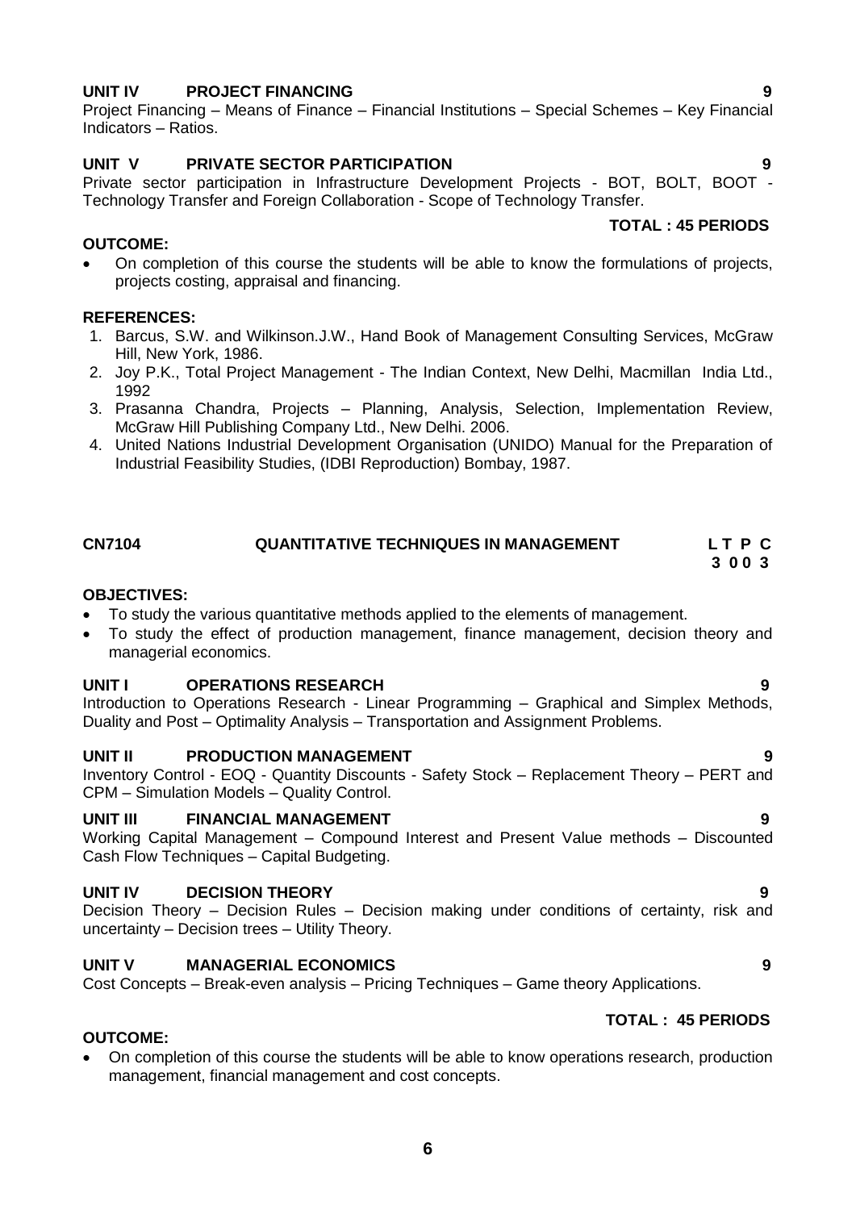**UNIT IV PROJECT FINANCING 9**

Project Financing – Means of Finance – Financial Institutions – Special Schemes – Key Financial Indicators – Ratios.

**UNIT V PRIVATE SECTOR PARTICIPATION 9**

Private sector participation in Infrastructure Development Projects - BOT, BOLT, BOOT - Technology Transfer and Foreign Collaboration - Scope of Technology Transfer.

**TOTAL : 45 PERIODS**

**OUTCOME:**

- On completion of this course the students will be able to know the formulations of projects, projects costing, appraisal and financing.

**REFERENCES:**

1. Barcus, S.W. and Wilkinson.J.W., Hand Book of Management Consulting Services, McGraw Hill, New York, 1986.
2. Joy P.K., Total Project Management - The Indian Context, New Delhi, Macmillan India Ltd., 1992
3. Prasanna Chandra, Projects – Planning, Analysis, Selection, Implementation Review, McGraw Hill Publishing Company Ltd., New Delhi. 2006.
4. United Nations Industrial Development Organisation (UNIDO) Manual for the Preparation of Industrial Feasibility Studies, (IDBI Reproduction) Bombay, 1987.

## CN7104 QUANTITATIVE TECHNIQUES IN MANAGEMENT

**L T P C**
**3 0 0 3**

**OBJECTIVES:**

- To study the various quantitative methods applied to the elements of management.
- To study the effect of production management, finance management, decision theory and managerial economics.

**UNIT I OPERATIONS RESEARCH 9**

Introduction to Operations Research - Linear Programming – Graphical and Simplex Methods, Duality and Post – Optimality Analysis – Transportation and Assignment Problems.

**UNIT II PRODUCTION MANAGEMENT 9**

Inventory Control - EOQ - Quantity Discounts - Safety Stock – Replacement Theory – PERT and CPM – Simulation Models – Quality Control.

**UNIT III FINANCIAL MANAGEMENT 9**

Working Capital Management – Compound Interest and Present Value methods – Discounted Cash Flow Techniques – Capital Budgeting.

**UNIT IV DECISION THEORY 9**

Decision Theory – Decision Rules – Decision making under conditions of certainty, risk and uncertainty – Decision trees – Utility Theory.

**UNIT V MANAGERIAL ECONOMICS 9**

Cost Concepts – Break-even analysis – Pricing Techniques – Game theory Applications.

**TOTAL : 45 PERIODS**

**OUTCOME:**

- On completion of this course the students will be able to know operations research, production management, financial management and cost concepts.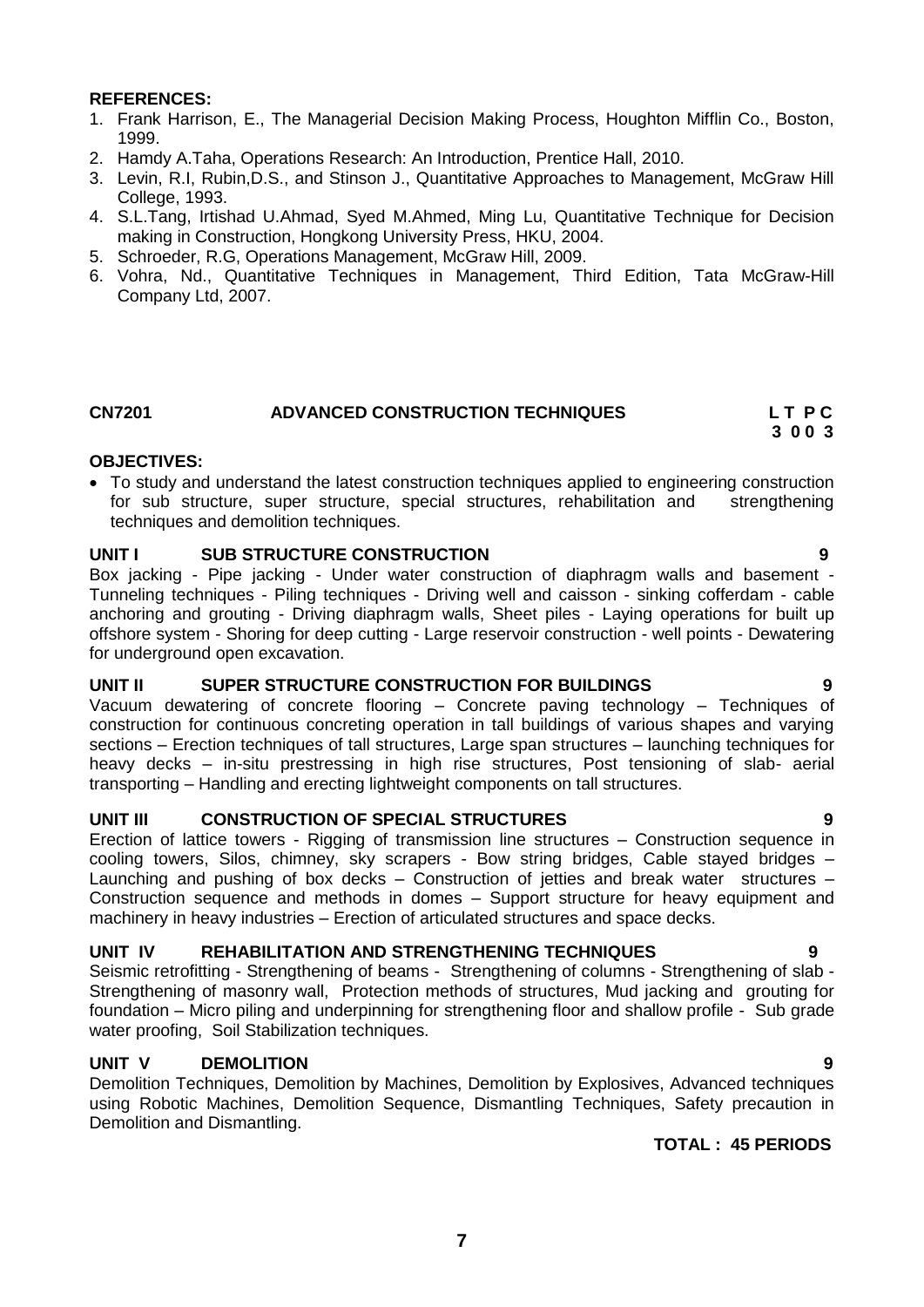**REFERENCES:**

1. Frank Harrison, E., The Managerial Decision Making Process, Houghton Mifflin Co., Boston, 1999.
2. Hamdy A.Taha, Operations Research: An Introduction, Prentice Hall, 2010.
3. Levin, R.I, Rubin,D.S., and Stinson J., Quantitative Approaches to Management, McGraw Hill College, 1993.
4. S.L.Tang, Irtishad U.Ahmad, Syed M.Ahmed, Ming Lu, Quantitative Technique for Decision making in Construction, Hongkong University Press, HKU, 2004.
5. Schroeder, R.G, Operations Management, McGraw Hill, 2009.
6. Vohra, Nd., Quantitative Techniques in Management, Third Edition, Tata McGraw-Hill Company Ltd, 2007.

## CN7201 ADVANCED CONSTRUCTION TECHNIQUES

**L T P C**
**3 0 0 3**

**OBJECTIVES:**

- To study and understand the latest construction techniques applied to engineering construction for sub structure, super structure, special structures, rehabilitation and strengthening techniques and demolition techniques.

**UNIT I SUB STRUCTURE CONSTRUCTION 9**

Box jacking - Pipe jacking - Under water construction of diaphragm walls and basement - Tunneling techniques - Piling techniques - Driving well and caisson - sinking cofferdam - cable anchoring and grouting - Driving diaphragm walls, Sheet piles - Laying operations for built up offshore system - Shoring for deep cutting - Large reservoir construction - well points - Dewatering for underground open excavation.

**UNIT II SUPER STRUCTURE CONSTRUCTION FOR BUILDINGS 9**

Vacuum dewatering of concrete flooring – Concrete paving technology – Techniques of construction for continuous concreting operation in tall buildings of various shapes and varying sections – Erection techniques of tall structures, Large span structures – launching techniques for heavy decks – in-situ prestressing in high rise structures, Post tensioning of slab- aerial transporting – Handling and erecting lightweight components on tall structures.

**UNIT III CONSTRUCTION OF SPECIAL STRUCTURES 9**

Erection of lattice towers - Rigging of transmission line structures – Construction sequence in cooling towers, Silos, chimney, sky scrapers - Bow string bridges, Cable stayed bridges – Launching and pushing of box decks – Construction of jetties and break water structures – Construction sequence and methods in domes – Support structure for heavy equipment and machinery in heavy industries – Erection of articulated structures and space decks.

**UNIT IV REHABILITATION AND STRENGTHENING TECHNIQUES 9**

Seismic retrofitting - Strengthening of beams - Strengthening of columns - Strengthening of slab - Strengthening of masonry wall, Protection methods of structures, Mud jacking and grouting for foundation – Micro piling and underpinning for strengthening floor and shallow profile - Sub grade water proofing, Soil Stabilization techniques.

**UNIT V DEMOLITION 9**

Demolition Techniques, Demolition by Machines, Demolition by Explosives, Advanced techniques using Robotic Machines, Demolition Sequence, Dismantling Techniques, Safety precaution in Demolition and Dismantling.

**TOTAL : 45 PERIODS**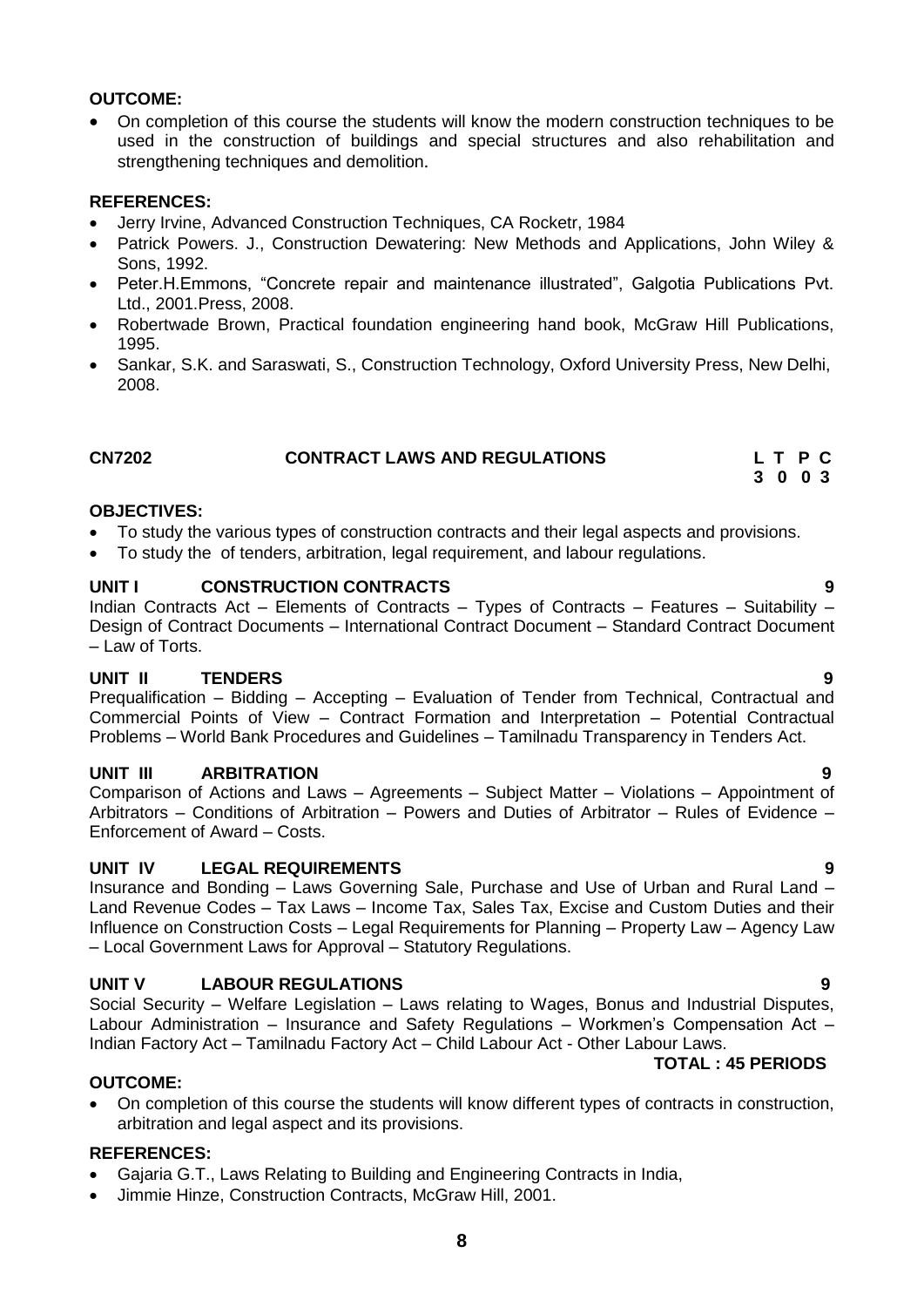**OUTCOME:**

- On completion of this course the students will know the modern construction techniques to be used in the construction of buildings and special structures and also rehabilitation and strengthening techniques and demolition.

**REFERENCES:**

- Jerry Irvine, Advanced Construction Techniques, CA Rocketr, 1984
- Patrick Powers. J., Construction Dewatering: New Methods and Applications, John Wiley & Sons, 1992.
- Peter.H.Emmons, "Concrete repair and maintenance illustrated", Galgotia Publications Pvt. Ltd., 2001.Press, 2008.
- Robertwade Brown, Practical foundation engineering hand book, McGraw Hill Publications, 1995.
- Sankar, S.K. and Saraswati, S., Construction Technology, Oxford University Press, New Delhi, 2008.

## CN7202 CONTRACT LAWS AND REGULATIONS

| L | T | P | C |
|---|---|---|---|
| 3 | 0 | 0 | 3 |

**OBJECTIVES:**

- To study the various types of construction contracts and their legal aspects and provisions.
- To study the of tenders, arbitration, legal requirement, and labour regulations.

### UNIT I CONSTRUCTION CONTRACTS 9

Indian Contracts Act – Elements of Contracts – Types of Contracts – Features – Suitability – Design of Contract Documents – International Contract Document – Standard Contract Document – Law of Torts.

### UNIT II TENDERS 9

Prequalification – Bidding – Accepting – Evaluation of Tender from Technical, Contractual and Commercial Points of View – Contract Formation and Interpretation – Potential Contractual Problems – World Bank Procedures and Guidelines – Tamilnadu Transparency in Tenders Act.

### UNIT III ARBITRATION 9

Comparison of Actions and Laws – Agreements – Subject Matter – Violations – Appointment of Arbitrators – Conditions of Arbitration – Powers and Duties of Arbitrator – Rules of Evidence – Enforcement of Award – Costs.

### UNIT IV LEGAL REQUIREMENTS 9

Insurance and Bonding – Laws Governing Sale, Purchase and Use of Urban and Rural Land – Land Revenue Codes – Tax Laws – Income Tax, Sales Tax, Excise and Custom Duties and their Influence on Construction Costs – Legal Requirements for Planning – Property Law – Agency Law – Local Government Laws for Approval – Statutory Regulations.

### UNIT V LABOUR REGULATIONS 9

Social Security – Welfare Legislation – Laws relating to Wages, Bonus and Industrial Disputes, Labour Administration – Insurance and Safety Regulations – Workmen's Compensation Act – Indian Factory Act – Tamilnadu Factory Act – Child Labour Act - Other Labour Laws.

**TOTAL : 45 PERIODS**

**OUTCOME:**

- On completion of this course the students will know different types of contracts in construction, arbitration and legal aspect and its provisions.

**REFERENCES:**

- Gajaria G.T., Laws Relating to Building and Engineering Contracts in India,
- Jimmie Hinze, Construction Contracts, McGraw Hill, 2001.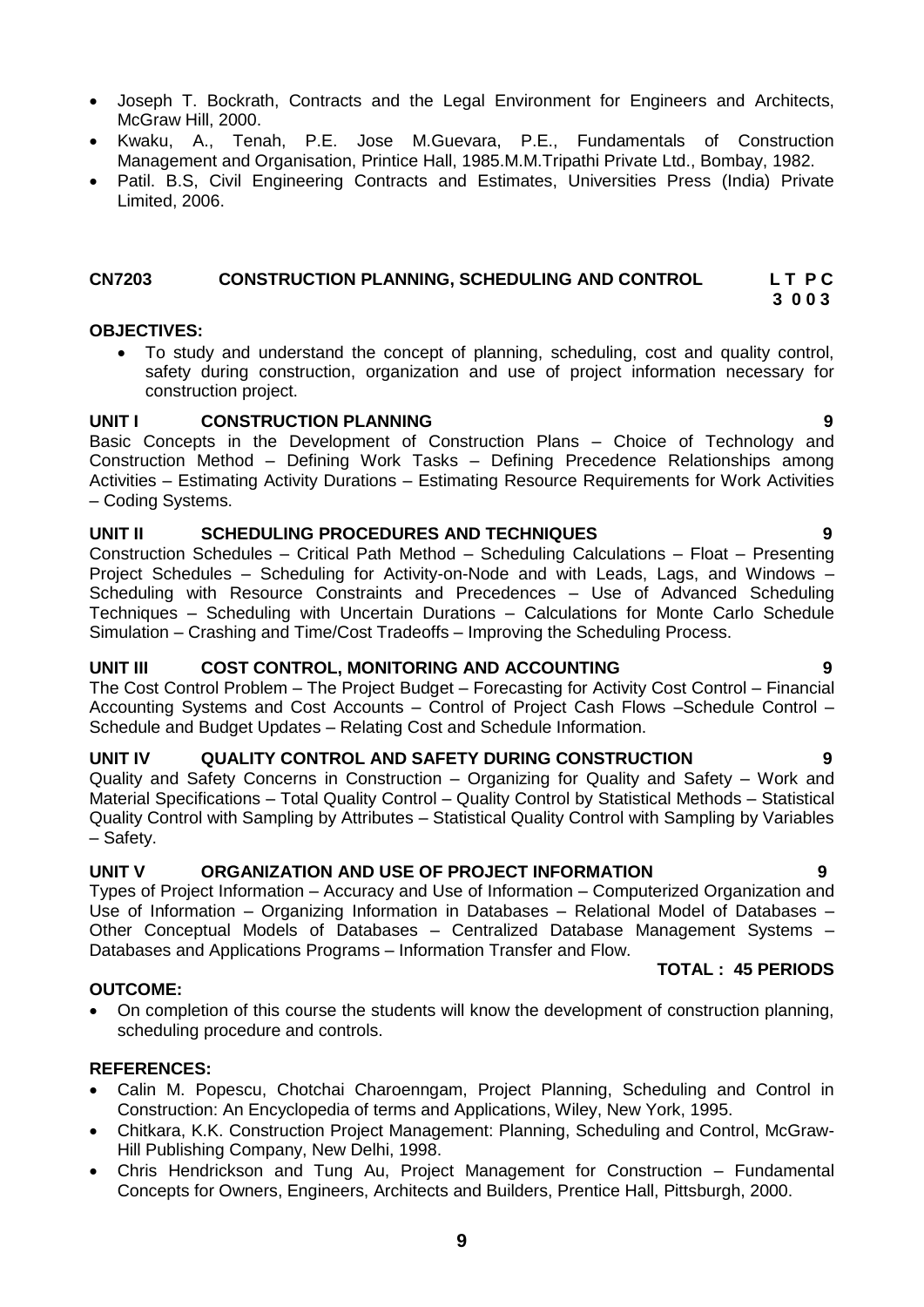- Joseph T. Bockrath, Contracts and the Legal Environment for Engineers and Architects, McGraw Hill, 2000.
- Kwaku, A., Tenah, P.E. Jose M.Guevara, P.E., Fundamentals of Construction Management and Organisation, Printice Hall, 1985.M.M.Tripathi Private Ltd., Bombay, 1982.
- Patil. B.S, Civil Engineering Contracts and Estimates, Universities Press (India) Private Limited, 2006.

## CN7203 CONSTRUCTION PLANNING, SCHEDULING AND CONTROL

**L T P C**
**3 0 0 3**

**OBJECTIVES:**

- To study and understand the concept of planning, scheduling, cost and quality control, safety during construction, organization and use of project information necessary for construction project.

**UNIT I CONSTRUCTION PLANNING 9**

Basic Concepts in the Development of Construction Plans – Choice of Technology and Construction Method – Defining Work Tasks – Defining Precedence Relationships among Activities – Estimating Activity Durations – Estimating Resource Requirements for Work Activities – Coding Systems.

**UNIT II SCHEDULING PROCEDURES AND TECHNIQUES 9**

Construction Schedules – Critical Path Method – Scheduling Calculations – Float – Presenting Project Schedules – Scheduling for Activity-on-Node and with Leads, Lags, and Windows – Scheduling with Resource Constraints and Precedences – Use of Advanced Scheduling Techniques – Scheduling with Uncertain Durations – Calculations for Monte Carlo Schedule Simulation – Crashing and Time/Cost Tradeoffs – Improving the Scheduling Process.

**UNIT III COST CONTROL, MONITORING AND ACCOUNTING 9**

The Cost Control Problem – The Project Budget – Forecasting for Activity Cost Control – Financial Accounting Systems and Cost Accounts – Control of Project Cash Flows –Schedule Control – Schedule and Budget Updates – Relating Cost and Schedule Information.

**UNIT IV QUALITY CONTROL AND SAFETY DURING CONSTRUCTION 9**

Quality and Safety Concerns in Construction – Organizing for Quality and Safety – Work and Material Specifications – Total Quality Control – Quality Control by Statistical Methods – Statistical Quality Control with Sampling by Attributes – Statistical Quality Control with Sampling by Variables – Safety.

**UNIT V ORGANIZATION AND USE OF PROJECT INFORMATION 9**

Types of Project Information – Accuracy and Use of Information – Computerized Organization and Use of Information – Organizing Information in Databases – Relational Model of Databases – Other Conceptual Models of Databases – Centralized Database Management Systems – Databases and Applications Programs – Information Transfer and Flow.

**TOTAL : 45 PERIODS**

**OUTCOME:**

- On completion of this course the students will know the development of construction planning, scheduling procedure and controls.

**REFERENCES:**

- Calin M. Popescu, Chotchai Charoenngam, Project Planning, Scheduling and Control in Construction: An Encyclopedia of terms and Applications, Wiley, New York, 1995.
- Chitkara, K.K. Construction Project Management: Planning, Scheduling and Control, McGraw-Hill Publishing Company, New Delhi, 1998.
- Chris Hendrickson and Tung Au, Project Management for Construction – Fundamental Concepts for Owners, Engineers, Architects and Builders, Prentice Hall, Pittsburgh, 2000.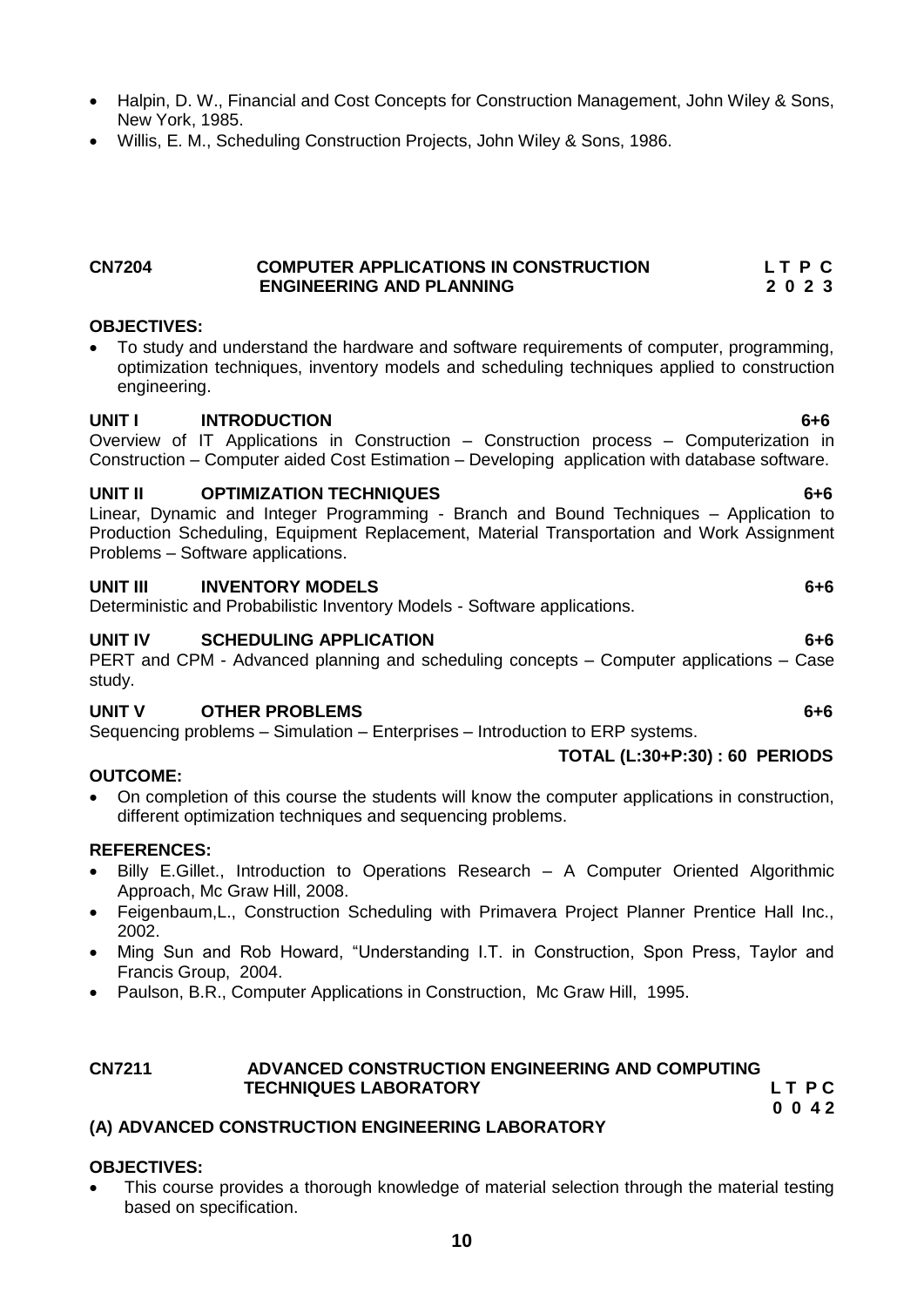- Halpin, D. W., Financial and Cost Concepts for Construction Management, John Wiley & Sons, New York, 1985.
- Willis, E. M., Scheduling Construction Projects, John Wiley & Sons, 1986.

## CN7204 COMPUTER APPLICATIONS IN CONSTRUCTION ENGINEERING AND PLANNING

**L T P C**
**2 0 2 3**

**OBJECTIVES:**

- To study and understand the hardware and software requirements of computer, programming, optimization techniques, inventory models and scheduling techniques applied to construction engineering.

**UNIT I INTRODUCTION 6+6**

Overview of IT Applications in Construction – Construction process – Computerization in Construction – Computer aided Cost Estimation – Developing application with database software.

**UNIT II OPTIMIZATION TECHNIQUES 6+6**

Linear, Dynamic and Integer Programming - Branch and Bound Techniques – Application to Production Scheduling, Equipment Replacement, Material Transportation and Work Assignment Problems – Software applications.

**UNIT III INVENTORY MODELS 6+6**

Deterministic and Probabilistic Inventory Models - Software applications.

**UNIT IV SCHEDULING APPLICATION 6+6**

PERT and CPM - Advanced planning and scheduling concepts – Computer applications – Case study.

**UNIT V OTHER PROBLEMS 6+6**

Sequencing problems – Simulation – Enterprises – Introduction to ERP systems.

**TOTAL (L:30+P:30) : 60 PERIODS**

**OUTCOME:**

- On completion of this course the students will know the computer applications in construction, different optimization techniques and sequencing problems.

**REFERENCES:**

- Billy E.Gillet., Introduction to Operations Research – A Computer Oriented Algorithmic Approach, Mc Graw Hill, 2008.
- Feigenbaum,L., Construction Scheduling with Primavera Project Planner Prentice Hall Inc., 2002.
- Ming Sun and Rob Howard, "Understanding I.T. in Construction, Spon Press, Taylor and Francis Group, 2004.
- Paulson, B.R., Computer Applications in Construction, Mc Graw Hill, 1995.

## CN7211 ADVANCED CONSTRUCTION ENGINEERING AND COMPUTING TECHNIQUES LABORATORY

**L T P C**
**0 0 4 2**

**(A) ADVANCED CONSTRUCTION ENGINEERING LABORATORY**

**OBJECTIVES:**

- This course provides a thorough knowledge of material selection through the material testing based on specification.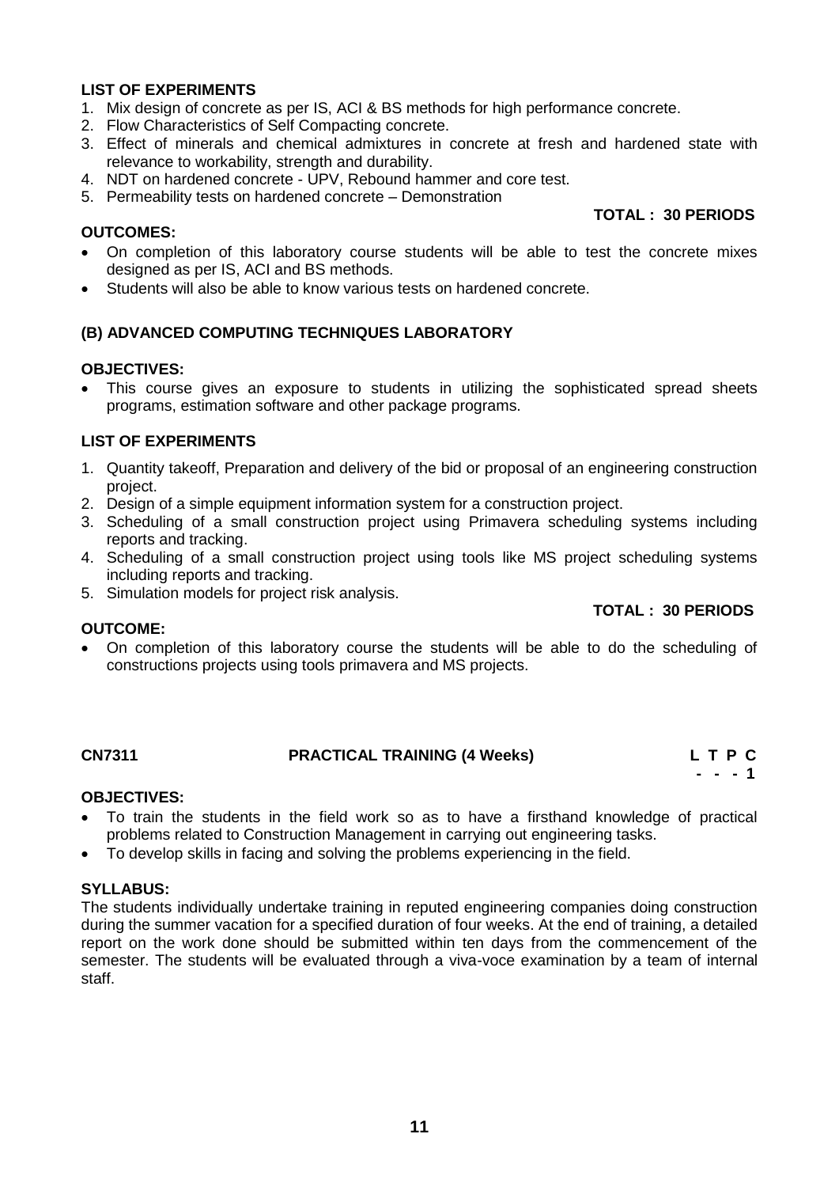**LIST OF EXPERIMENTS**

1. Mix design of concrete as per IS, ACI & BS methods for high performance concrete.
2. Flow Characteristics of Self Compacting concrete.
3. Effect of minerals and chemical admixtures in concrete at fresh and hardened state with relevance to workability, strength and durability.
4. NDT on hardened concrete - UPV, Rebound hammer and core test.
5. Permeability tests on hardened concrete – Demonstration

**TOTAL : 30 PERIODS**

**OUTCOMES:**

- On completion of this laboratory course students will be able to test the concrete mixes designed as per IS, ACI and BS methods.
- Students will also be able to know various tests on hardened concrete.

### (B) ADVANCED COMPUTING TECHNIQUES LABORATORY

**OBJECTIVES:**

- This course gives an exposure to students in utilizing the sophisticated spread sheets programs, estimation software and other package programs.

**LIST OF EXPERIMENTS**

1. Quantity takeoff, Preparation and delivery of the bid or proposal of an engineering construction project.
2. Design of a simple equipment information system for a construction project.
3. Scheduling of a small construction project using Primavera scheduling systems including reports and tracking.
4. Scheduling of a small construction project using tools like MS project scheduling systems including reports and tracking.
5. Simulation models for project risk analysis.

**TOTAL : 30 PERIODS**

**OUTCOME:**

- On completion of this laboratory course the students will be able to do the scheduling of constructions projects using tools primavera and MS projects.

## CN7311 PRACTICAL TRAINING (4 Weeks)

| L | T | P | C |
|---|---|---|---|
| - | - | - | 1 |

**OBJECTIVES:**

- To train the students in the field work so as to have a firsthand knowledge of practical problems related to Construction Management in carrying out engineering tasks.
- To develop skills in facing and solving the problems experiencing in the field.

**SYLLABUS:**

The students individually undertake training in reputed engineering companies doing construction during the summer vacation for a specified duration of four weeks. At the end of training, a detailed report on the work done should be submitted within ten days from the commencement of the semester. The students will be evaluated through a viva-voce examination by a team of internal staff.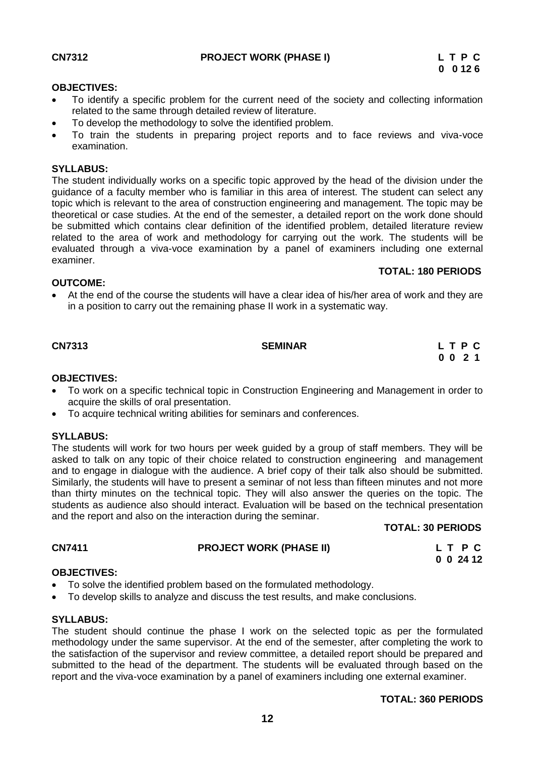**CN7312 PROJECT WORK (PHASE I)**

| L | T | P | C |
|---|---|---|---|
| 0 | 0 | 12 | 6 |

**OBJECTIVES:**

- To identify a specific problem for the current need of the society and collecting information related to the same through detailed review of literature.
- To develop the methodology to solve the identified problem.
- To train the students in preparing project reports and to face reviews and viva-voce examination.

**SYLLABUS:**

The student individually works on a specific topic approved by the head of the division under the guidance of a faculty member who is familiar in this area of interest. The student can select any topic which is relevant to the area of construction engineering and management. The topic may be theoretical or case studies. At the end of the semester, a detailed report on the work done should be submitted which contains clear definition of the identified problem, detailed literature review related to the area of work and methodology for carrying out the work. The students will be evaluated through a viva-voce examination by a panel of examiners including one external examiner.

**TOTAL: 180 PERIODS**

**OUTCOME:**

- At the end of the course the students will have a clear idea of his/her area of work and they are in a position to carry out the remaining phase II work in a systematic way.

**CN7313 SEMINAR**

| L | T | P | C |
|---|---|---|---|
| 0 | 0 | 2 | 1 |

**OBJECTIVES:**

- To work on a specific technical topic in Construction Engineering and Management in order to acquire the skills of oral presentation.
- To acquire technical writing abilities for seminars and conferences.

**SYLLABUS:**

The students will work for two hours per week guided by a group of staff members. They will be asked to talk on any topic of their choice related to construction engineering and management and to engage in dialogue with the audience. A brief copy of their talk also should be submitted. Similarly, the students will have to present a seminar of not less than fifteen minutes and not more than thirty minutes on the technical topic. They will also answer the queries on the topic. The students as audience also should interact. Evaluation will be based on the technical presentation and the report and also on the interaction during the seminar.

**TOTAL: 30 PERIODS**

**CN7411 PROJECT WORK (PHASE II)**

| L | T | P | C |
|---|---|---|---|
| 0 | 0 | 24 | 12 |

**OBJECTIVES:**

- To solve the identified problem based on the formulated methodology.
- To develop skills to analyze and discuss the test results, and make conclusions.

**SYLLABUS:**

The student should continue the phase I work on the selected topic as per the formulated methodology under the same supervisor. At the end of the semester, after completing the work to the satisfaction of the supervisor and review committee, a detailed report should be prepared and submitted to the head of the department. The students will be evaluated through based on the report and the viva-voce examination by a panel of examiners including one external examiner.

**TOTAL: 360 PERIODS**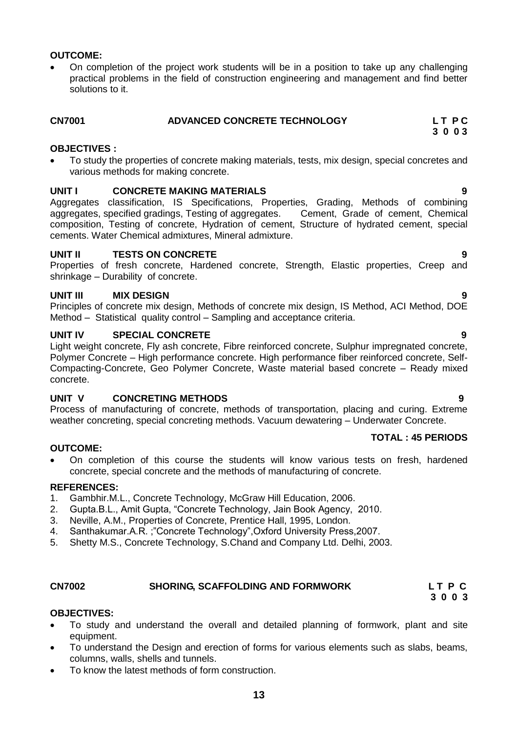**OUTCOME:**

- On completion of the project work students will be in a position to take up any challenging practical problems in the field of construction engineering and management and find better solutions to it.

## CN7001 ADVANCED CONCRETE TECHNOLOGY

**L T P C**
**3 0 0 3**

**OBJECTIVES :**

- To study the properties of concrete making materials, tests, mix design, special concretes and various methods for making concrete.

### UNIT I CONCRETE MAKING MATERIALS — 9

Aggregates classification, IS Specifications, Properties, Grading, Methods of combining aggregates, specified gradings, Testing of aggregates. Cement, Grade of cement, Chemical composition, Testing of concrete, Hydration of cement, Structure of hydrated cement, special cements. Water Chemical admixtures, Mineral admixture.

### UNIT II TESTS ON CONCRETE — 9

Properties of fresh concrete, Hardened concrete, Strength, Elastic properties, Creep and shrinkage – Durability of concrete.

### UNIT III MIX DESIGN — 9

Principles of concrete mix design, Methods of concrete mix design, IS Method, ACI Method, DOE Method – Statistical quality control – Sampling and acceptance criteria.

### UNIT IV SPECIAL CONCRETE — 9

Light weight concrete, Fly ash concrete, Fibre reinforced concrete, Sulphur impregnated concrete, Polymer Concrete – High performance concrete. High performance fiber reinforced concrete, Self-Compacting-Concrete, Geo Polymer Concrete, Waste material based concrete – Ready mixed concrete.

### UNIT V CONCRETING METHODS — 9

Process of manufacturing of concrete, methods of transportation, placing and curing. Extreme weather concreting, special concreting methods. Vacuum dewatering – Underwater Concrete.

**TOTAL : 45 PERIODS**

**OUTCOME:**

- On completion of this course the students will know various tests on fresh, hardened concrete, special concrete and the methods of manufacturing of concrete.

**REFERENCES:**

1. Gambhir.M.L., Concrete Technology, McGraw Hill Education, 2006.
2. Gupta.B.L., Amit Gupta, "Concrete Technology, Jain Book Agency, 2010.
3. Neville, A.M., Properties of Concrete, Prentice Hall, 1995, London.
4. Santhakumar.A.R. ;"Concrete Technology",Oxford University Press,2007.
5. Shetty M.S., Concrete Technology, S.Chand and Company Ltd. Delhi, 2003.

## CN7002 SHORING, SCAFFOLDING AND FORMWORK

**L T P C**
**3 0 0 3**

**OBJECTIVES:**

- To study and understand the overall and detailed planning of formwork, plant and site equipment.
- To understand the Design and erection of forms for various elements such as slabs, beams, columns, walls, shells and tunnels.
- To know the latest methods of form construction.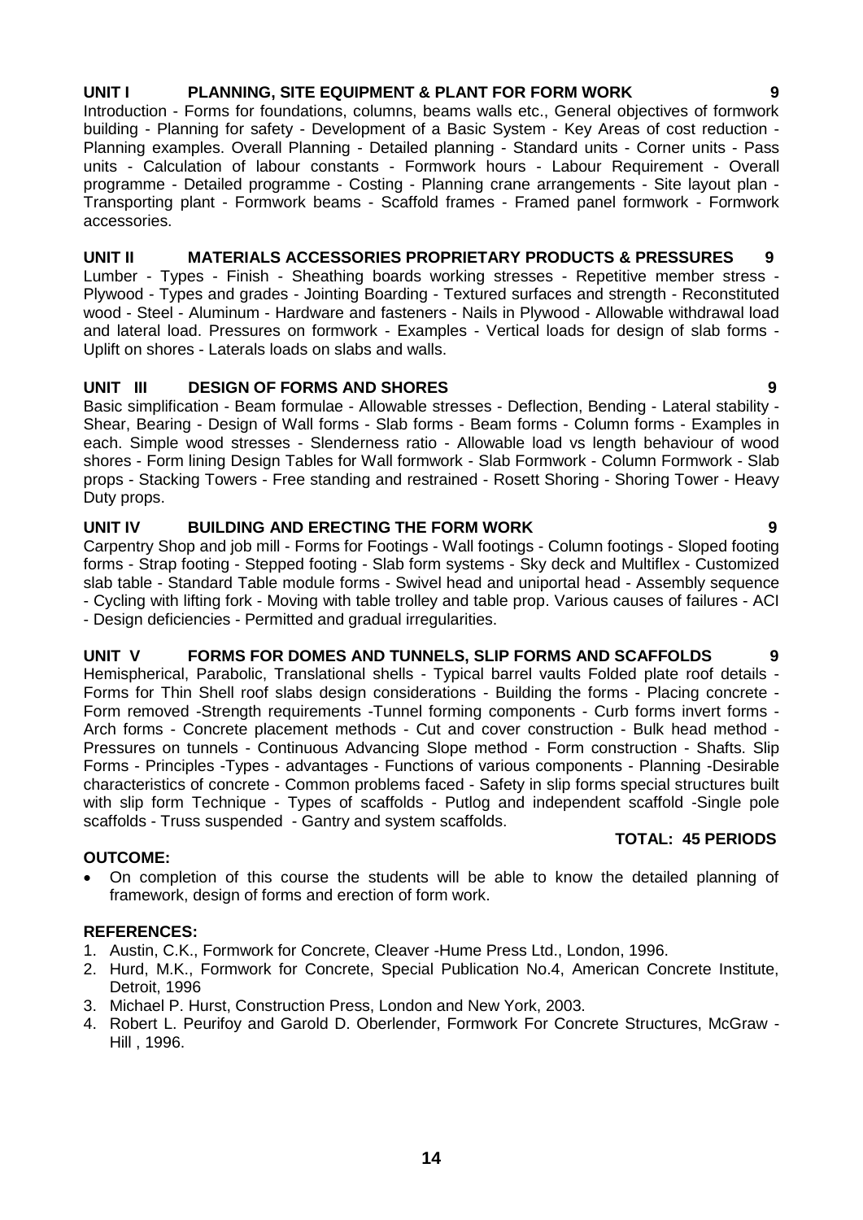**UNIT I PLANNING, SITE EQUIPMENT & PLANT FOR FORM WORK 9**

Introduction - Forms for foundations, columns, beams walls etc., General objectives of formwork building - Planning for safety - Development of a Basic System - Key Areas of cost reduction - Planning examples. Overall Planning - Detailed planning - Standard units - Corner units - Pass units - Calculation of labour constants - Formwork hours - Labour Requirement - Overall programme - Detailed programme - Costing - Planning crane arrangements - Site layout plan - Transporting plant - Formwork beams - Scaffold frames - Framed panel formwork - Formwork accessories.

**UNIT II MATERIALS ACCESSORIES PROPRIETARY PRODUCTS & PRESSURES 9**

Lumber - Types - Finish - Sheathing boards working stresses - Repetitive member stress - Plywood - Types and grades - Jointing Boarding - Textured surfaces and strength - Reconstituted wood - Steel - Aluminum - Hardware and fasteners - Nails in Plywood - Allowable withdrawal load and lateral load. Pressures on formwork - Examples - Vertical loads for design of slab forms - Uplift on shores - Laterals loads on slabs and walls.

**UNIT III DESIGN OF FORMS AND SHORES 9**

Basic simplification - Beam formulae - Allowable stresses - Deflection, Bending - Lateral stability - Shear, Bearing - Design of Wall forms - Slab forms - Beam forms - Column forms - Examples in each. Simple wood stresses - Slenderness ratio - Allowable load vs length behaviour of wood shores - Form lining Design Tables for Wall formwork - Slab Formwork - Column Formwork - Slab props - Stacking Towers - Free standing and restrained - Rosett Shoring - Shoring Tower - Heavy Duty props.

**UNIT IV BUILDING AND ERECTING THE FORM WORK 9**

Carpentry Shop and job mill - Forms for Footings - Wall footings - Column footings - Sloped footing forms - Strap footing - Stepped footing - Slab form systems - Sky deck and Multiflex - Customized slab table - Standard Table module forms - Swivel head and uniportal head - Assembly sequence - Cycling with lifting fork - Moving with table trolley and table prop. Various causes of failures - ACI - Design deficiencies - Permitted and gradual irregularities.

**UNIT V FORMS FOR DOMES AND TUNNELS, SLIP FORMS AND SCAFFOLDS 9**

Hemispherical, Parabolic, Translational shells - Typical barrel vaults Folded plate roof details - Forms for Thin Shell roof slabs design considerations - Building the forms - Placing concrete - Form removed -Strength requirements -Tunnel forming components - Curb forms invert forms - Arch forms - Concrete placement methods - Cut and cover construction - Bulk head method - Pressures on tunnels - Continuous Advancing Slope method - Form construction - Shafts. Slip Forms - Principles -Types - advantages - Functions of various components - Planning -Desirable characteristics of concrete - Common problems faced - Safety in slip forms special structures built with slip form Technique - Types of scaffolds - Putlog and independent scaffold -Single pole scaffolds - Truss suspended - Gantry and system scaffolds.

**TOTAL: 45 PERIODS**

**OUTCOME:**

- On completion of this course the students will be able to know the detailed planning of framework, design of forms and erection of form work.

**REFERENCES:**

1. Austin, C.K., Formwork for Concrete, Cleaver -Hume Press Ltd., London, 1996.
2. Hurd, M.K., Formwork for Concrete, Special Publication No.4, American Concrete Institute, Detroit, 1996
3. Michael P. Hurst, Construction Press, London and New York, 2003.
4. Robert L. Peurifoy and Garold D. Oberlender, Formwork For Concrete Structures, McGraw - Hill , 1996.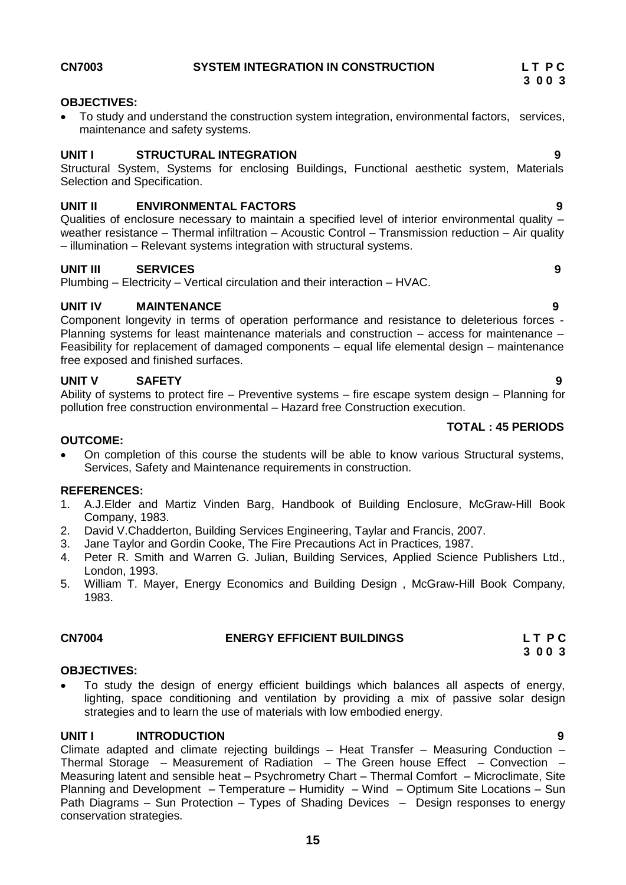## CN7003 SYSTEM INTEGRATION IN CONSTRUCTION

**L T P C**
**3 0 0 3**

**OBJECTIVES:**

- To study and understand the construction system integration, environmental factors, services, maintenance and safety systems.

**UNIT I STRUCTURAL INTEGRATION 9**

Structural System, Systems for enclosing Buildings, Functional aesthetic system, Materials Selection and Specification.

**UNIT II ENVIRONMENTAL FACTORS 9**

Qualities of enclosure necessary to maintain a specified level of interior environmental quality – weather resistance – Thermal infiltration – Acoustic Control – Transmission reduction – Air quality – illumination – Relevant systems integration with structural systems.

**UNIT III SERVICES 9**

Plumbing – Electricity – Vertical circulation and their interaction – HVAC.

**UNIT IV MAINTENANCE 9**

Component longevity in terms of operation performance and resistance to deleterious forces - Planning systems for least maintenance materials and construction – access for maintenance – Feasibility for replacement of damaged components – equal life elemental design – maintenance free exposed and finished surfaces.

**UNIT V SAFETY 9**

Ability of systems to protect fire – Preventive systems – fire escape system design – Planning for pollution free construction environmental – Hazard free Construction execution.

**TOTAL : 45 PERIODS**

**OUTCOME:**

- On completion of this course the students will be able to know various Structural systems, Services, Safety and Maintenance requirements in construction.

**REFERENCES:**

1. A.J.Elder and Martiz Vinden Barg, Handbook of Building Enclosure, McGraw-Hill Book Company, 1983.
2. David V.Chadderton, Building Services Engineering, Taylar and Francis, 2007.
3. Jane Taylor and Gordin Cooke, The Fire Precautions Act in Practices, 1987.
4. Peter R. Smith and Warren G. Julian, Building Services, Applied Science Publishers Ltd., London, 1993.
5. William T. Mayer, Energy Economics and Building Design , McGraw-Hill Book Company, 1983.

## CN7004 ENERGY EFFICIENT BUILDINGS

**L T P C**
**3 0 0 3**

**OBJECTIVES:**

- To study the design of energy efficient buildings which balances all aspects of energy, lighting, space conditioning and ventilation by providing a mix of passive solar design strategies and to learn the use of materials with low embodied energy.

**UNIT I INTRODUCTION 9**

Climate adapted and climate rejecting buildings – Heat Transfer – Measuring Conduction – Thermal Storage – Measurement of Radiation – The Green house Effect – Convection – Measuring latent and sensible heat – Psychrometry Chart – Thermal Comfort – Microclimate, Site Planning and Development – Temperature – Humidity – Wind – Optimum Site Locations – Sun Path Diagrams – Sun Protection – Types of Shading Devices – Design responses to energy conservation strategies.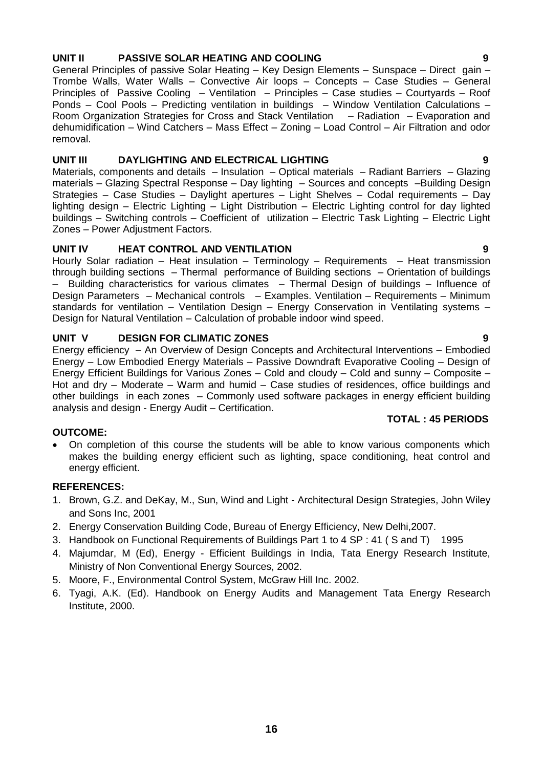**UNIT II PASSIVE SOLAR HEATING AND COOLING 9**

General Principles of passive Solar Heating – Key Design Elements – Sunspace – Direct gain – Trombe Walls, Water Walls – Convective Air loops – Concepts – Case Studies – General Principles of Passive Cooling – Ventilation – Principles – Case studies – Courtyards – Roof Ponds – Cool Pools – Predicting ventilation in buildings – Window Ventilation Calculations – Room Organization Strategies for Cross and Stack Ventilation – Radiation – Evaporation and dehumidification – Wind Catchers – Mass Effect – Zoning – Load Control – Air Filtration and odor removal.

**UNIT III DAYLIGHTING AND ELECTRICAL LIGHTING 9**

Materials, components and details – Insulation – Optical materials – Radiant Barriers – Glazing materials – Glazing Spectral Response – Day lighting – Sources and concepts –Building Design Strategies – Case Studies – Daylight apertures – Light Shelves – Codal requirements – Day lighting design – Electric Lighting – Light Distribution – Electric Lighting control for day lighted buildings – Switching controls – Coefficient of utilization – Electric Task Lighting – Electric Light Zones – Power Adjustment Factors.

**UNIT IV HEAT CONTROL AND VENTILATION 9**

Hourly Solar radiation – Heat insulation – Terminology – Requirements – Heat transmission through building sections – Thermal performance of Building sections – Orientation of buildings – Building characteristics for various climates – Thermal Design of buildings – Influence of Design Parameters – Mechanical controls – Examples. Ventilation – Requirements – Minimum standards for ventilation – Ventilation Design – Energy Conservation in Ventilating systems – Design for Natural Ventilation – Calculation of probable indoor wind speed.

**UNIT V DESIGN FOR CLIMATIC ZONES 9**

Energy efficiency – An Overview of Design Concepts and Architectural Interventions – Embodied Energy – Low Embodied Energy Materials – Passive Downdraft Evaporative Cooling – Design of Energy Efficient Buildings for Various Zones – Cold and cloudy – Cold and sunny – Composite – Hot and dry – Moderate – Warm and humid – Case studies of residences, office buildings and other buildings in each zones – Commonly used software packages in energy efficient building analysis and design - Energy Audit – Certification.

**TOTAL : 45 PERIODS**

**OUTCOME:**

- On completion of this course the students will be able to know various components which makes the building energy efficient such as lighting, space conditioning, heat control and energy efficient.

**REFERENCES:**

1. Brown, G.Z. and DeKay, M., Sun, Wind and Light - Architectural Design Strategies, John Wiley and Sons Inc, 2001
2. Energy Conservation Building Code, Bureau of Energy Efficiency, New Delhi,2007.
3. Handbook on Functional Requirements of Buildings Part 1 to 4 SP : 41 ( S and T) 1995
4. Majumdar, M (Ed), Energy - Efficient Buildings in India, Tata Energy Research Institute, Ministry of Non Conventional Energy Sources, 2002.
5. Moore, F., Environmental Control System, McGraw Hill Inc. 2002.
6. Tyagi, A.K. (Ed). Handbook on Energy Audits and Management Tata Energy Research Institute, 2000.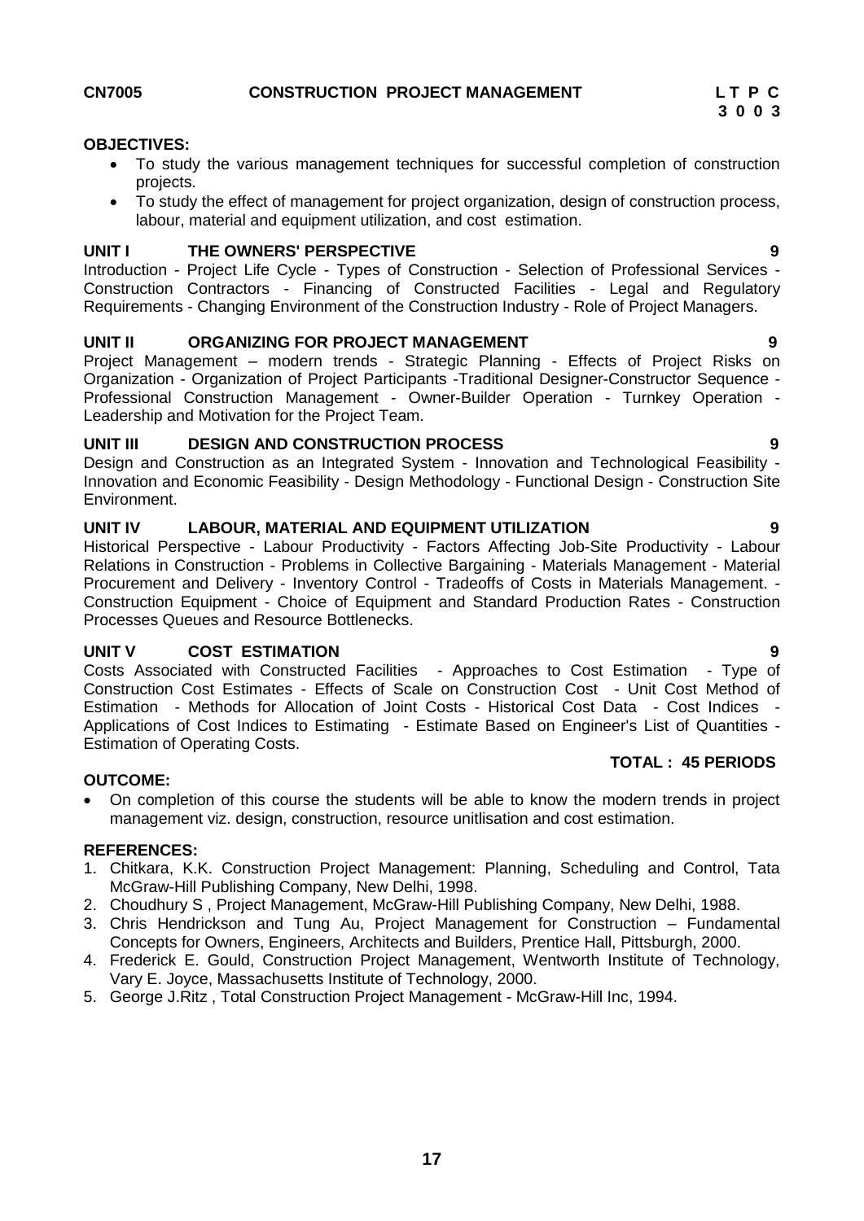**CN7005 CONSTRUCTION PROJECT MANAGEMENT**

| L | T | P | C |
|---|---|---|---|
| 3 | 0 | 0 | 3 |

**OBJECTIVES:**

- To study the various management techniques for successful completion of construction projects.
- To study the effect of management for project organization, design of construction process, labour, material and equipment utilization, and cost estimation.

**UNIT I THE OWNERS' PERSPECTIVE 9**

Introduction - Project Life Cycle - Types of Construction - Selection of Professional Services - Construction Contractors - Financing of Constructed Facilities - Legal and Regulatory Requirements - Changing Environment of the Construction Industry - Role of Project Managers.

**UNIT II ORGANIZING FOR PROJECT MANAGEMENT 9**

Project Management – modern trends - Strategic Planning - Effects of Project Risks on Organization - Organization of Project Participants -Traditional Designer-Constructor Sequence - Professional Construction Management - Owner-Builder Operation - Turnkey Operation - Leadership and Motivation for the Project Team.

**UNIT III DESIGN AND CONSTRUCTION PROCESS 9**

Design and Construction as an Integrated System - Innovation and Technological Feasibility - Innovation and Economic Feasibility - Design Methodology - Functional Design - Construction Site Environment.

**UNIT IV LABOUR, MATERIAL AND EQUIPMENT UTILIZATION 9**

Historical Perspective - Labour Productivity - Factors Affecting Job-Site Productivity - Labour Relations in Construction - Problems in Collective Bargaining - Materials Management - Material Procurement and Delivery - Inventory Control - Tradeoffs of Costs in Materials Management. - Construction Equipment - Choice of Equipment and Standard Production Rates - Construction Processes Queues and Resource Bottlenecks.

**UNIT V COST ESTIMATION 9**

Costs Associated with Constructed Facilities - Approaches to Cost Estimation - Type of Construction Cost Estimates - Effects of Scale on Construction Cost - Unit Cost Method of Estimation - Methods for Allocation of Joint Costs - Historical Cost Data - Cost Indices - Applications of Cost Indices to Estimating - Estimate Based on Engineer's List of Quantities - Estimation of Operating Costs.

**TOTAL : 45 PERIODS**

**OUTCOME:**

- On completion of this course the students will be able to know the modern trends in project management viz. design, construction, resource unitlisation and cost estimation.

**REFERENCES:**

1. Chitkara, K.K. Construction Project Management: Planning, Scheduling and Control, Tata McGraw-Hill Publishing Company, New Delhi, 1998.
2. Choudhury S , Project Management, McGraw-Hill Publishing Company, New Delhi, 1988.
3. Chris Hendrickson and Tung Au, Project Management for Construction – Fundamental Concepts for Owners, Engineers, Architects and Builders, Prentice Hall, Pittsburgh, 2000.
4. Frederick E. Gould, Construction Project Management, Wentworth Institute of Technology, Vary E. Joyce, Massachusetts Institute of Technology, 2000.
5. George J.Ritz , Total Construction Project Management - McGraw-Hill Inc, 1994.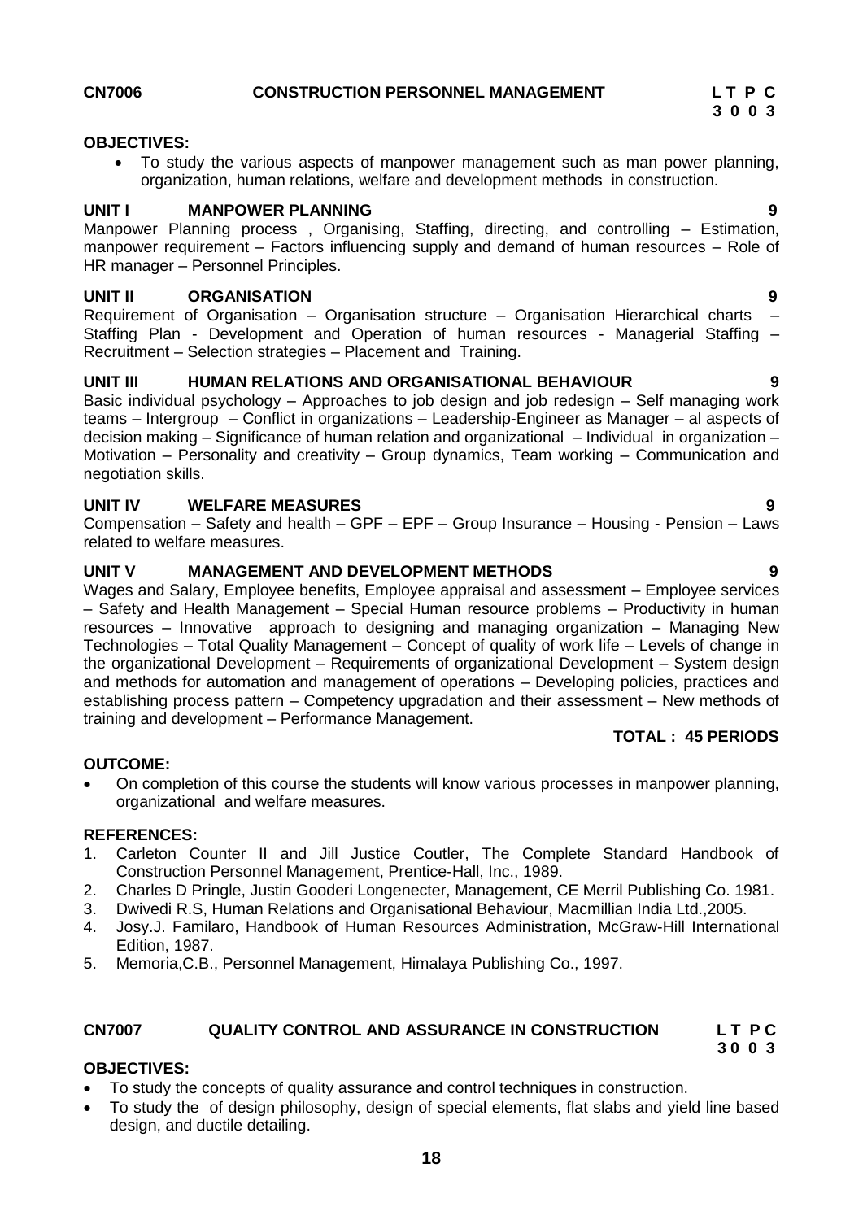**CN7006 CONSTRUCTION PERSONNEL MANAGEMENT L T P C**
**3 0 0 3**

**OBJECTIVES:**

- To study the various aspects of manpower management such as man power planning, organization, human relations, welfare and development methods in construction.

**UNIT I MANPOWER PLANNING 9**

Manpower Planning process , Organising, Staffing, directing, and controlling – Estimation, manpower requirement – Factors influencing supply and demand of human resources – Role of HR manager – Personnel Principles.

**UNIT II ORGANISATION 9**

Requirement of Organisation – Organisation structure – Organisation Hierarchical charts – Staffing Plan - Development and Operation of human resources - Managerial Staffing – Recruitment – Selection strategies – Placement and Training.

**UNIT III HUMAN RELATIONS AND ORGANISATIONAL BEHAVIOUR 9**

Basic individual psychology – Approaches to job design and job redesign – Self managing work teams – Intergroup – Conflict in organizations – Leadership-Engineer as Manager – al aspects of decision making – Significance of human relation and organizational – Individual in organization – Motivation – Personality and creativity – Group dynamics, Team working – Communication and negotiation skills.

**UNIT IV WELFARE MEASURES 9**

Compensation – Safety and health – GPF – EPF – Group Insurance – Housing - Pension – Laws related to welfare measures.

**UNIT V MANAGEMENT AND DEVELOPMENT METHODS 9**

Wages and Salary, Employee benefits, Employee appraisal and assessment – Employee services – Safety and Health Management – Special Human resource problems – Productivity in human resources – Innovative approach to designing and managing organization – Managing New Technologies – Total Quality Management – Concept of quality of work life – Levels of change in the organizational Development – Requirements of organizational Development – System design and methods for automation and management of operations – Developing policies, practices and establishing process pattern – Competency upgradation and their assessment – New methods of training and development – Performance Management.

**TOTAL : 45 PERIODS**

**OUTCOME:**

- On completion of this course the students will know various processes in manpower planning, organizational and welfare measures.

**REFERENCES:**

1. Carleton Counter II and Jill Justice Coutler, The Complete Standard Handbook of Construction Personnel Management, Prentice-Hall, Inc., 1989.
2. Charles D Pringle, Justin Gooderi Longenecter, Management, CE Merril Publishing Co. 1981.
3. Dwivedi R.S, Human Relations and Organisational Behaviour, Macmillian India Ltd.,2005.
4. Josy.J. Familaro, Handbook of Human Resources Administration, McGraw-Hill International Edition, 1987.
5. Memoria,C.B., Personnel Management, Himalaya Publishing Co., 1997.

**CN7007 QUALITY CONTROL AND ASSURANCE IN CONSTRUCTION L T P C**
**3 0 0 3**

**OBJECTIVES:**

- To study the concepts of quality assurance and control techniques in construction.
- To study the of design philosophy, design of special elements, flat slabs and yield line based design, and ductile detailing.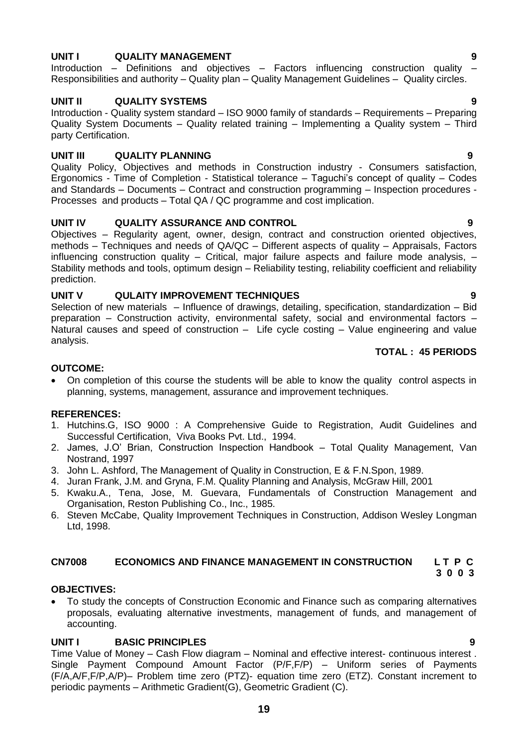**UNIT I QUALITY MANAGEMENT 9**

Introduction – Definitions and objectives – Factors influencing construction quality – Responsibilities and authority – Quality plan – Quality Management Guidelines – Quality circles.

**UNIT II QUALITY SYSTEMS 9**

Introduction - Quality system standard – ISO 9000 family of standards – Requirements – Preparing Quality System Documents – Quality related training – Implementing a Quality system – Third party Certification.

**UNIT III QUALITY PLANNING 9**

Quality Policy, Objectives and methods in Construction industry - Consumers satisfaction, Ergonomics - Time of Completion - Statistical tolerance – Taguchi's concept of quality – Codes and Standards – Documents – Contract and construction programming – Inspection procedures - Processes and products – Total QA / QC programme and cost implication.

**UNIT IV QUALITY ASSURANCE AND CONTROL 9**

Objectives – Regularity agent, owner, design, contract and construction oriented objectives, methods – Techniques and needs of QA/QC – Different aspects of quality – Appraisals, Factors influencing construction quality – Critical, major failure aspects and failure mode analysis, – Stability methods and tools, optimum design – Reliability testing, reliability coefficient and reliability prediction.

**UNIT V QULAITY IMPROVEMENT TECHNIQUES 9**

Selection of new materials – Influence of drawings, detailing, specification, standardization – Bid preparation – Construction activity, environmental safety, social and environmental factors – Natural causes and speed of construction – Life cycle costing – Value engineering and value analysis.

**TOTAL : 45 PERIODS**

**OUTCOME:**

- On completion of this course the students will be able to know the quality control aspects in planning, systems, management, assurance and improvement techniques.

**REFERENCES:**

1. Hutchins.G, ISO 9000 : A Comprehensive Guide to Registration, Audit Guidelines and Successful Certification, Viva Books Pvt. Ltd., 1994.
2. James, J.O' Brian, Construction Inspection Handbook – Total Quality Management, Van Nostrand, 1997
3. John L. Ashford, The Management of Quality in Construction, E & F.N.Spon, 1989.
4. Juran Frank, J.M. and Gryna, F.M. Quality Planning and Analysis, McGraw Hill, 2001
5. Kwaku.A., Tena, Jose, M. Guevara, Fundamentals of Construction Management and Organisation, Reston Publishing Co., Inc., 1985.
6. Steven McCabe, Quality Improvement Techniques in Construction, Addison Wesley Longman Ltd, 1998.

## CN7008 ECONOMICS AND FINANCE MANAGEMENT IN CONSTRUCTION

**L T P C**
**3 0 0 3**

**OBJECTIVES:**

- To study the concepts of Construction Economic and Finance such as comparing alternatives proposals, evaluating alternative investments, management of funds, and management of accounting.

**UNIT I BASIC PRINCIPLES 9**

Time Value of Money – Cash Flow diagram – Nominal and effective interest- continuous interest . Single Payment Compound Amount Factor (P/F,F/P) – Uniform series of Payments (F/A,A/F,F/P,A/P)– Problem time zero (PTZ)- equation time zero (ETZ). Constant increment to periodic payments – Arithmetic Gradient(G), Geometric Gradient (C).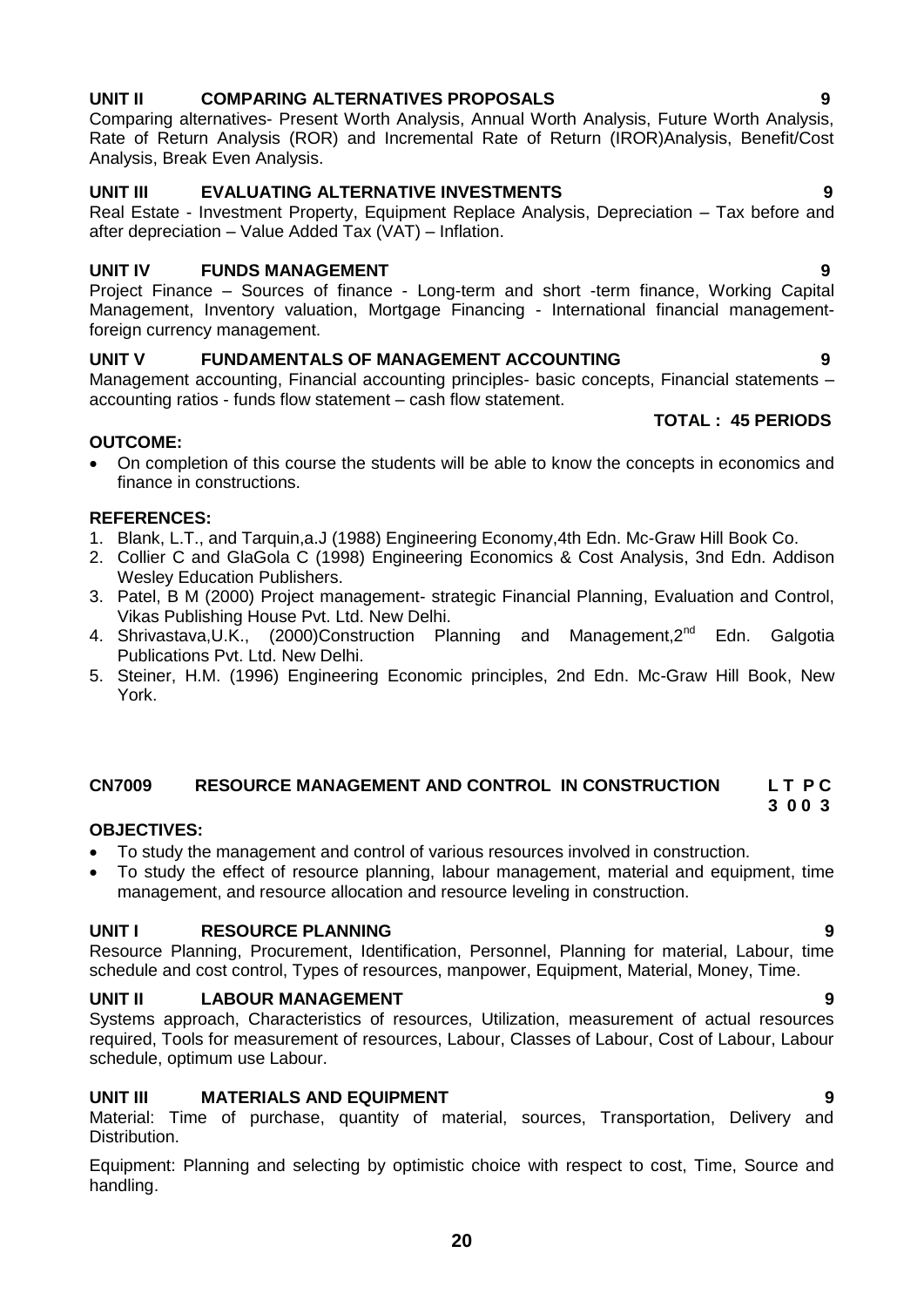**UNIT II COMPARING ALTERNATIVES PROPOSALS 9**

Comparing alternatives- Present Worth Analysis, Annual Worth Analysis, Future Worth Analysis, Rate of Return Analysis (ROR) and Incremental Rate of Return (IROR)Analysis, Benefit/Cost Analysis, Break Even Analysis.

**UNIT III EVALUATING ALTERNATIVE INVESTMENTS 9**

Real Estate - Investment Property, Equipment Replace Analysis, Depreciation – Tax before and after depreciation – Value Added Tax (VAT) – Inflation.

**UNIT IV FUNDS MANAGEMENT 9**

Project Finance – Sources of finance - Long-term and short -term finance, Working Capital Management, Inventory valuation, Mortgage Financing - International financial management-foreign currency management.

**UNIT V FUNDAMENTALS OF MANAGEMENT ACCOUNTING 9**

Management accounting, Financial accounting principles- basic concepts, Financial statements – accounting ratios - funds flow statement – cash flow statement.

**TOTAL : 45 PERIODS**

**OUTCOME:**

- On completion of this course the students will be able to know the concepts in economics and finance in constructions.

**REFERENCES:**

1. Blank, L.T., and Tarquin,a.J (1988) Engineering Economy,4th Edn. Mc-Graw Hill Book Co.
2. Collier C and GlaGola C (1998) Engineering Economics & Cost Analysis, 3nd Edn. Addison Wesley Education Publishers.
3. Patel, B M (2000) Project management- strategic Financial Planning, Evaluation and Control, Vikas Publishing House Pvt. Ltd. New Delhi.
4. Shrivastava,U.K., (2000)Construction Planning and Management,2nd Edn. Galgotia Publications Pvt. Ltd. New Delhi.
5. Steiner, H.M. (1996) Engineering Economic principles, 2nd Edn. Mc-Graw Hill Book, New York.

## CN7009 RESOURCE MANAGEMENT AND CONTROL IN CONSTRUCTION

**L T P C**
**3 0 0 3**

**OBJECTIVES:**

- To study the management and control of various resources involved in construction.
- To study the effect of resource planning, labour management, material and equipment, time management, and resource allocation and resource leveling in construction.

**UNIT I RESOURCE PLANNING 9**

Resource Planning, Procurement, Identification, Personnel, Planning for material, Labour, time schedule and cost control, Types of resources, manpower, Equipment, Material, Money, Time.

**UNIT II LABOUR MANAGEMENT 9**

Systems approach, Characteristics of resources, Utilization, measurement of actual resources required, Tools for measurement of resources, Labour, Classes of Labour, Cost of Labour, Labour schedule, optimum use Labour.

**UNIT III MATERIALS AND EQUIPMENT 9**

Material: Time of purchase, quantity of material, sources, Transportation, Delivery and Distribution.

Equipment: Planning and selecting by optimistic choice with respect to cost, Time, Source and handling.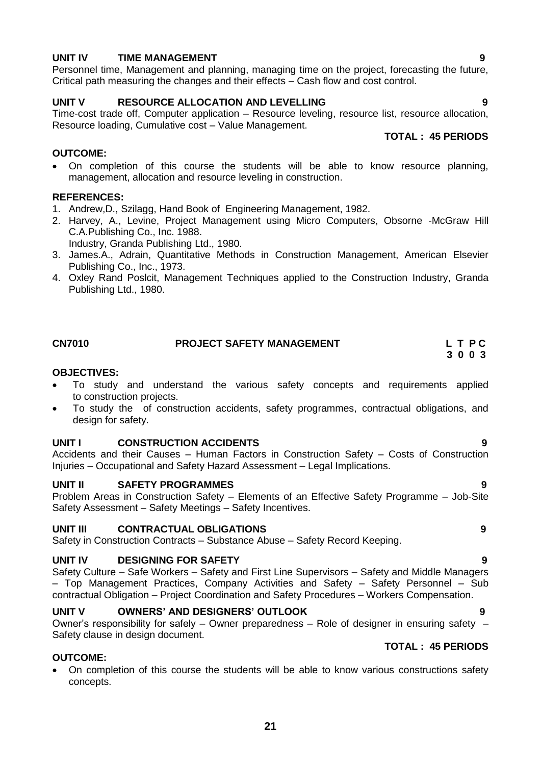**UNIT IV TIME MANAGEMENT 9**

Personnel time, Management and planning, managing time on the project, forecasting the future, Critical path measuring the changes and their effects – Cash flow and cost control.

**UNIT V RESOURCE ALLOCATION AND LEVELLING 9**

Time-cost trade off, Computer application – Resource leveling, resource list, resource allocation, Resource loading, Cumulative cost – Value Management.

**TOTAL : 45 PERIODS**

**OUTCOME:**

- On completion of this course the students will be able to know resource planning, management, allocation and resource leveling in construction.

**REFERENCES:**

1. Andrew,D., Szilagg, Hand Book of Engineering Management, 1982.
2. Harvey, A., Levine, Project Management using Micro Computers, Obsorne -McGraw Hill C.A.Publishing Co., Inc. 1988.
   Industry, Granda Publishing Ltd., 1980.
3. James.A., Adrain, Quantitative Methods in Construction Management, American Elsevier Publishing Co., Inc., 1973.
4. Oxley Rand Poslcit, Management Techniques applied to the Construction Industry, Granda Publishing Ltd., 1980.

## CN7010 PROJECT SAFETY MANAGEMENT

**L T P C**
**3 0 0 3**

**OBJECTIVES:**

- To study and understand the various safety concepts and requirements applied to construction projects.
- To study the of construction accidents, safety programmes, contractual obligations, and design for safety.

**UNIT I CONSTRUCTION ACCIDENTS 9**

Accidents and their Causes – Human Factors in Construction Safety – Costs of Construction Injuries – Occupational and Safety Hazard Assessment – Legal Implications.

**UNIT II SAFETY PROGRAMMES 9**

Problem Areas in Construction Safety – Elements of an Effective Safety Programme – Job-Site Safety Assessment – Safety Meetings – Safety Incentives.

**UNIT III CONTRACTUAL OBLIGATIONS 9**

Safety in Construction Contracts – Substance Abuse – Safety Record Keeping.

**UNIT IV DESIGNING FOR SAFETY 9**

Safety Culture – Safe Workers – Safety and First Line Supervisors – Safety and Middle Managers – Top Management Practices, Company Activities and Safety – Safety Personnel – Sub contractual Obligation – Project Coordination and Safety Procedures – Workers Compensation.

**UNIT V OWNERS' AND DESIGNERS' OUTLOOK 9**

Owner's responsibility for safely – Owner preparedness – Role of designer in ensuring safety – Safety clause in design document.

**TOTAL : 45 PERIODS**

**OUTCOME:**

- On completion of this course the students will be able to know various constructions safety concepts.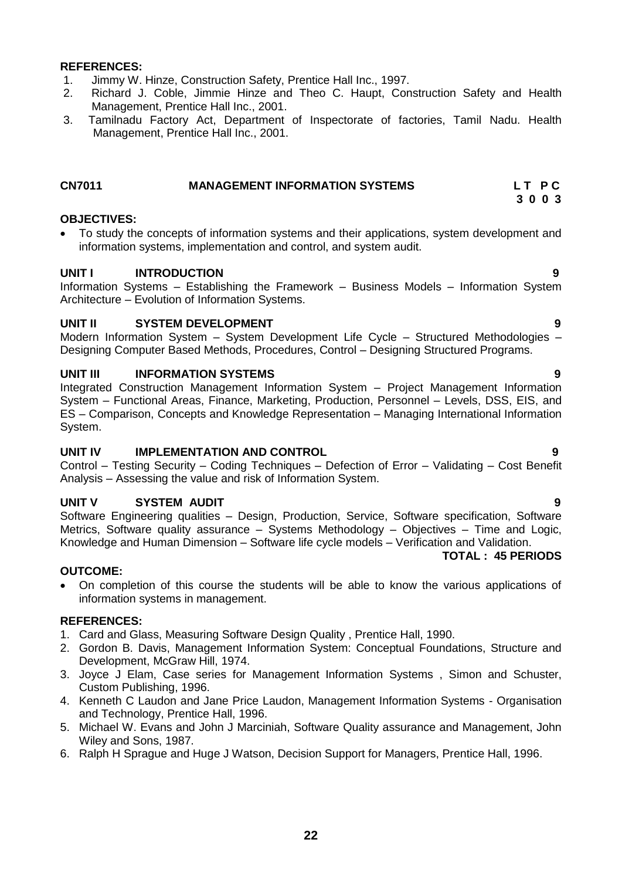**REFERENCES:**

1. Jimmy W. Hinze, Construction Safety, Prentice Hall Inc., 1997.
2. Richard J. Coble, Jimmie Hinze and Theo C. Haupt, Construction Safety and Health Management, Prentice Hall Inc., 2001.
3. Tamilnadu Factory Act, Department of Inspectorate of factories, Tamil Nadu. Health Management, Prentice Hall Inc., 2001.

## CN7011 MANAGEMENT INFORMATION SYSTEMS

**L T P C**
**3 0 0 3**

**OBJECTIVES:**

- To study the concepts of information systems and their applications, system development and information systems, implementation and control, and system audit.

**UNIT I INTRODUCTION 9**

Information Systems – Establishing the Framework – Business Models – Information System Architecture – Evolution of Information Systems.

**UNIT II SYSTEM DEVELOPMENT 9**

Modern Information System – System Development Life Cycle – Structured Methodologies – Designing Computer Based Methods, Procedures, Control – Designing Structured Programs.

**UNIT III INFORMATION SYSTEMS 9**

Integrated Construction Management Information System – Project Management Information System – Functional Areas, Finance, Marketing, Production, Personnel – Levels, DSS, EIS, and ES – Comparison, Concepts and Knowledge Representation – Managing International Information System.

**UNIT IV IMPLEMENTATION AND CONTROL 9**

Control – Testing Security – Coding Techniques – Defection of Error – Validating – Cost Benefit Analysis – Assessing the value and risk of Information System.

**UNIT V SYSTEM AUDIT 9**

Software Engineering qualities – Design, Production, Service, Software specification, Software Metrics, Software quality assurance – Systems Methodology – Objectives – Time and Logic, Knowledge and Human Dimension – Software life cycle models – Verification and Validation.

**TOTAL : 45 PERIODS**

**OUTCOME:**

- On completion of this course the students will be able to know the various applications of information systems in management.

**REFERENCES:**

1. Card and Glass, Measuring Software Design Quality , Prentice Hall, 1990.
2. Gordon B. Davis, Management Information System: Conceptual Foundations, Structure and Development, McGraw Hill, 1974.
3. Joyce J Elam, Case series for Management Information Systems , Simon and Schuster, Custom Publishing, 1996.
4. Kenneth C Laudon and Jane Price Laudon, Management Information Systems - Organisation and Technology, Prentice Hall, 1996.
5. Michael W. Evans and John J Marciniah, Software Quality assurance and Management, John Wiley and Sons, 1987.
6. Ralph H Sprague and Huge J Watson, Decision Support for Managers, Prentice Hall, 1996.